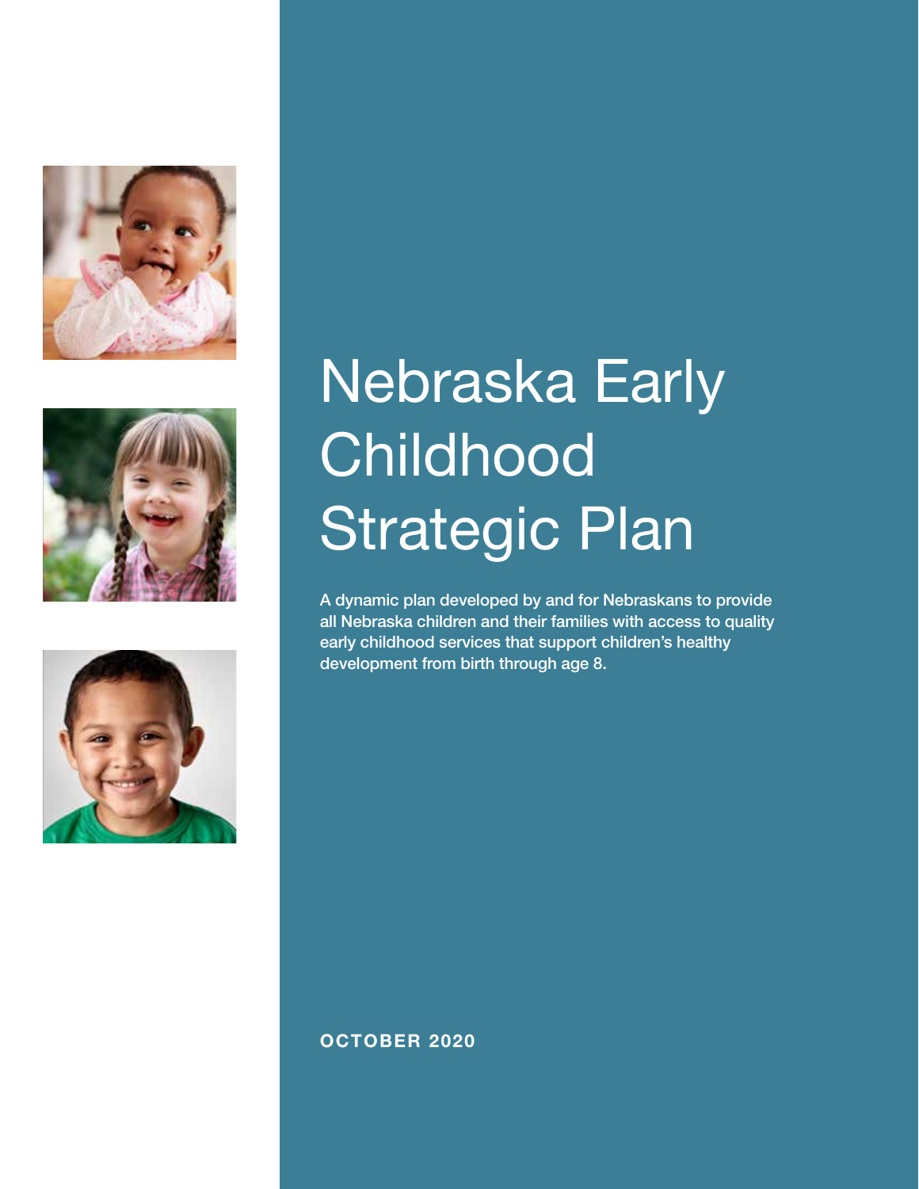# Nebraska Early Childhood Strategic Plan

**A dynamic plan developed by and for Nebraskans to provide all Nebraska children and their families with access to quality early childhood services that support children's healthy development from birth through age 8.**

**OCTOBER 2020**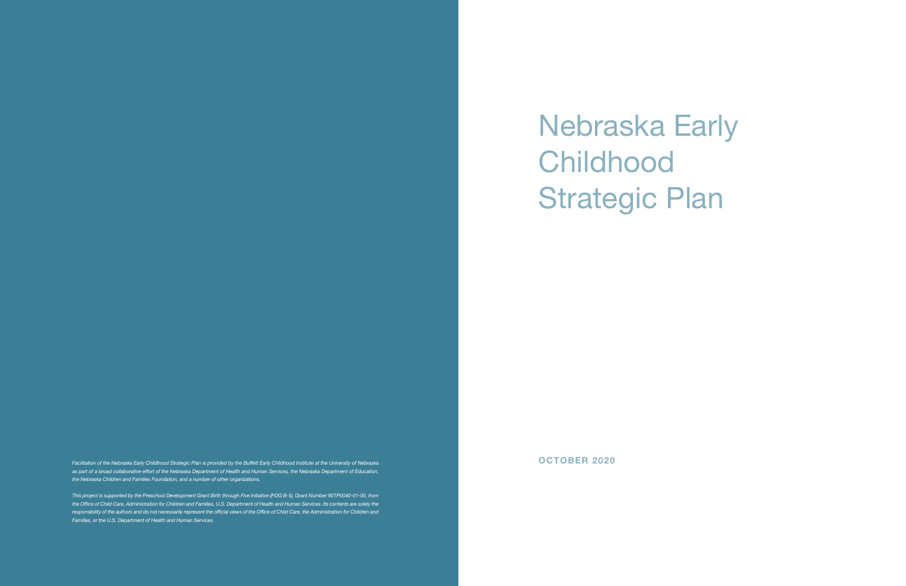# Nebraska Early Childhood Strategic Plan

**OCTOBER 2020**

*Facilitation of the Nebraska Early Childhood Strategic Plan is provided by the Buffett Early Childhood Institute at the University of Nebraska as part of a broad collaborative effort of the Nebraska Department of Health and Human Services, the Nebraska Department of Education, the Nebraska Children and Families Foundation, and a number of other organizations.*

*This project is supported by the Preschool Development Grant Birth through Five Initiative (PDG B-5), Grant Number 90TP0040-01-00, from the Office of Child Care, Administration for Children and Families, U.S. Department of Health and Human Services. Its contents are solely the responsibility of the authors and do not necessarily represent the official views of the Office of Child Care, the Administration for Children and Families, or the U.S. Department of Health and Human Services.*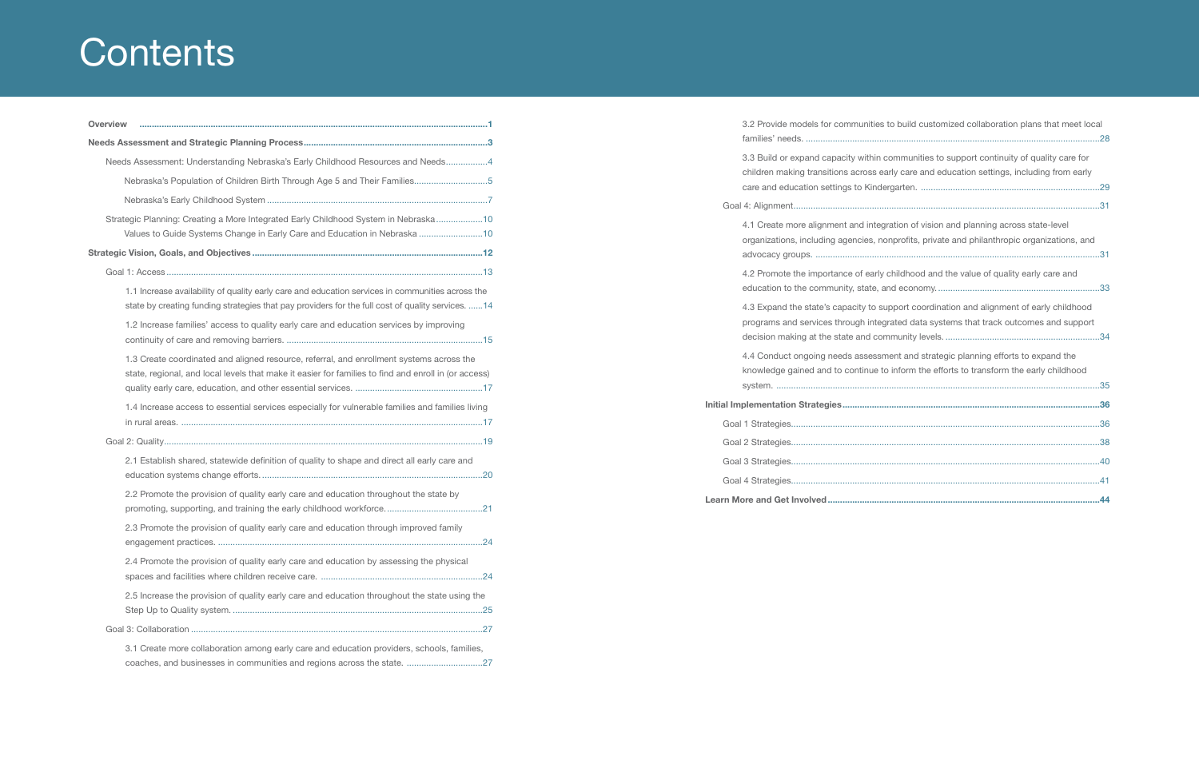# Contents

**Overview** .......... 1

**Needs Assessment and Strategic Planning Process** .......... 3

- Needs Assessment: Understanding Nebraska's Early Childhood Resources and Needs .......... 4
  - Nebraska's Population of Children Birth Through Age 5 and Their Families .......... 5
  - Nebraska's Early Childhood System .......... 7
- Strategic Planning: Creating a More Integrated Early Childhood System in Nebraska .......... 10
  - Values to Guide Systems Change in Early Care and Education in Nebraska .......... 10

**Strategic Vision, Goals, and Objectives** .......... 12

- Goal 1: Access .......... 13
  - 1.1 Increase availability of quality early care and education services in communities across the state by creating funding strategies that pay providers for the full cost of quality services. .......... 14
  - 1.2 Increase families' access to quality early care and education services by improving continuity of care and removing barriers. .......... 15
  - 1.3 Create coordinated and aligned resource, referral, and enrollment systems across the state, regional, and local levels that make it easier for families to find and enroll in (or access) quality early care, education, and other essential services. .......... 17
  - 1.4 Increase access to essential services especially for vulnerable families and families living in rural areas. .......... 17
- Goal 2: Quality .......... 19
  - 2.1 Establish shared, statewide definition of quality to shape and direct all early care and education systems change efforts. .......... 20
  - 2.2 Promote the provision of quality early care and education throughout the state by promoting, supporting, and training the early childhood workforce. .......... 21
  - 2.3 Promote the provision of quality early care and education through improved family engagement practices. .......... 24
  - 2.4 Promote the provision of quality early care and education by assessing the physical spaces and facilities where children receive care. .......... 24
  - 2.5 Increase the provision of quality early care and education throughout the state using the Step Up to Quality system. .......... 25
- Goal 3: Collaboration .......... 27
  - 3.1 Create more collaboration among early care and education providers, schools, families, coaches, and businesses in communities and regions across the state. .......... 27
  - 3.2 Provide models for communities to build customized collaboration plans that meet local families' needs. .......... 28
  - 3.3 Build or expand capacity within communities to support continuity of quality care for children making transitions across early care and education settings, including from early care and education settings to Kindergarten. .......... 29
- Goal 4: Alignment .......... 31
  - 4.1 Create more alignment and integration of vision and planning across state-level organizations, including agencies, nonprofits, private and philanthropic organizations, and advocacy groups. .......... 31
  - 4.2 Promote the importance of early childhood and the value of quality early care and education to the community, state, and economy. .......... 33
  - 4.3 Expand the state's capacity to support coordination and alignment of early childhood programs and services through integrated data systems that track outcomes and support decision making at the state and community levels. .......... 34
  - 4.4 Conduct ongoing needs assessment and strategic planning efforts to expand the knowledge gained and to continue to inform the efforts to transform the early childhood system. .......... 35

**Initial Implementation Strategies** .......... 36

- Goal 1 Strategies .......... 36
- Goal 2 Strategies .......... 38
- Goal 3 Strategies .......... 40
- Goal 4 Strategies .......... 41

**Learn More and Get Involved** .......... 44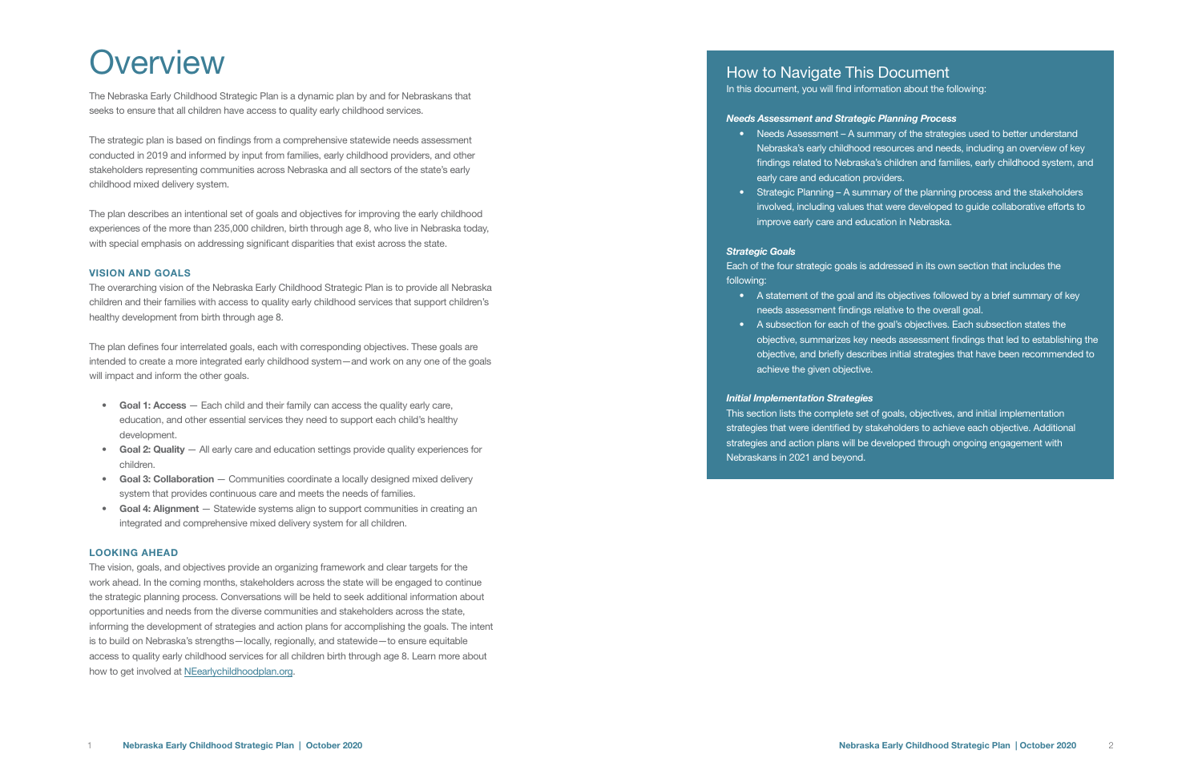# Overview

The Nebraska Early Childhood Strategic Plan is a dynamic plan by and for Nebraskans that seeks to ensure that all children have access to quality early childhood services.

The strategic plan is based on findings from a comprehensive statewide needs assessment conducted in 2019 and informed by input from families, early childhood providers, and other stakeholders representing communities across Nebraska and all sectors of the state's early childhood mixed delivery system.

The plan describes an intentional set of goals and objectives for improving the early childhood experiences of the more than 235,000 children, birth through age 8, who live in Nebraska today, with special emphasis on addressing significant disparities that exist across the state.

### VISION AND GOALS

The overarching vision of the Nebraska Early Childhood Strategic Plan is to provide all Nebraska children and their families with access to quality early childhood services that support children's healthy development from birth through age 8.

The plan defines four interrelated goals, each with corresponding objectives. These goals are intended to create a more integrated early childhood system—and work on any one of the goals will impact and inform the other goals.

- **Goal 1: Access** — Each child and their family can access the quality early care, education, and other essential services they need to support each child's healthy development.
- **Goal 2: Quality** — All early care and education settings provide quality experiences for children.
- **Goal 3: Collaboration** — Communities coordinate a locally designed mixed delivery system that provides continuous care and meets the needs of families.
- **Goal 4: Alignment** — Statewide systems align to support communities in creating an integrated and comprehensive mixed delivery system for all children.

### LOOKING AHEAD

The vision, goals, and objectives provide an organizing framework and clear targets for the work ahead. In the coming months, stakeholders across the state will be engaged to continue the strategic planning process. Conversations will be held to seek additional information about opportunities and needs from the diverse communities and stakeholders across the state, informing the development of strategies and action plans for accomplishing the goals. The intent is to build on Nebraska's strengths—locally, regionally, and statewide—to ensure equitable access to quality early childhood services for all children birth through age 8. Learn more about how to get involved at NEearlychildhoodplan.org.

## How to Navigate This Document

In this document, you will find information about the following:

***Needs Assessment and Strategic Planning Process***

- Needs Assessment – A summary of the strategies used to better understand Nebraska's early childhood resources and needs, including an overview of key findings related to Nebraska's children and families, early childhood system, and early care and education providers.
- Strategic Planning – A summary of the planning process and the stakeholders involved, including values that were developed to guide collaborative efforts to improve early care and education in Nebraska.

***Strategic Goals***

Each of the four strategic goals is addressed in its own section that includes the following:

- A statement of the goal and its objectives followed by a brief summary of key needs assessment findings relative to the overall goal.
- A subsection for each of the goal's objectives. Each subsection states the objective, summarizes key needs assessment findings that led to establishing the objective, and briefly describes initial strategies that have been recommended to achieve the given objective.

***Initial Implementation Strategies***

This section lists the complete set of goals, objectives, and initial implementation strategies that were identified by stakeholders to achieve each objective. Additional strategies and action plans will be developed through ongoing engagement with Nebraskans in 2021 and beyond.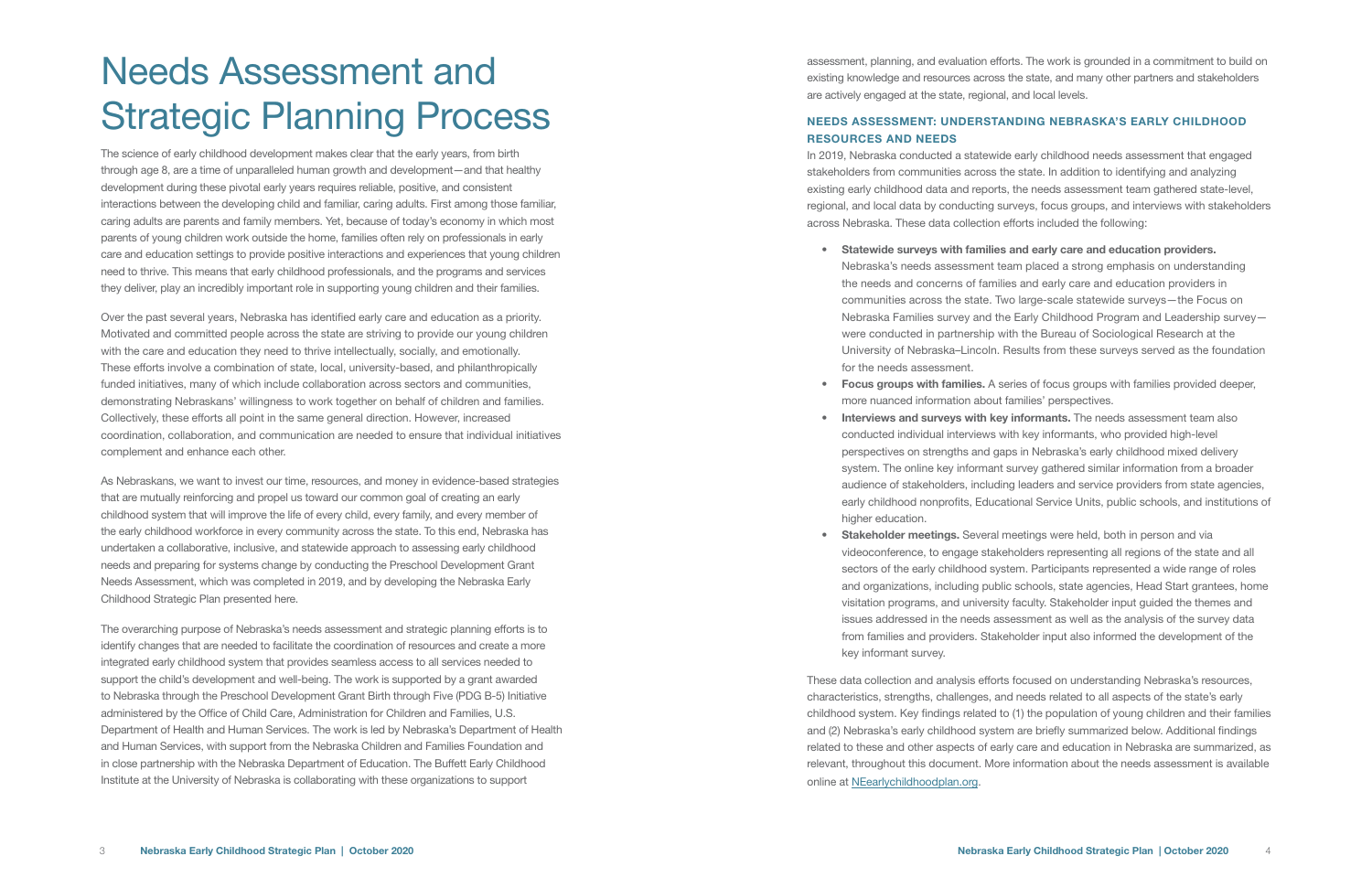# Needs Assessment and Strategic Planning Process

The science of early childhood development makes clear that the early years, from birth through age 8, are a time of unparalleled human growth and development—and that healthy development during these pivotal early years requires reliable, positive, and consistent interactions between the developing child and familiar, caring adults. First among those familiar, caring adults are parents and family members. Yet, because of today's economy in which most parents of young children work outside the home, families often rely on professionals in early care and education settings to provide positive interactions and experiences that young children need to thrive. This means that early childhood professionals, and the programs and services they deliver, play an incredibly important role in supporting young children and their families.

Over the past several years, Nebraska has identified early care and education as a priority. Motivated and committed people across the state are striving to provide our young children with the care and education they need to thrive intellectually, socially, and emotionally. These efforts involve a combination of state, local, university-based, and philanthropically funded initiatives, many of which include collaboration across sectors and communities, demonstrating Nebraskans' willingness to work together on behalf of children and families. Collectively, these efforts all point in the same general direction. However, increased coordination, collaboration, and communication are needed to ensure that individual initiatives complement and enhance each other.

As Nebraskans, we want to invest our time, resources, and money in evidence-based strategies that are mutually reinforcing and propel us toward our common goal of creating an early childhood system that will improve the life of every child, every family, and every member of the early childhood workforce in every community across the state. To this end, Nebraska has undertaken a collaborative, inclusive, and statewide approach to assessing early childhood needs and preparing for systems change by conducting the Preschool Development Grant Needs Assessment, which was completed in 2019, and by developing the Nebraska Early Childhood Strategic Plan presented here.

The overarching purpose of Nebraska's needs assessment and strategic planning efforts is to identify changes that are needed to facilitate the coordination of resources and create a more integrated early childhood system that provides seamless access to all services needed to support the child's development and well-being. The work is supported by a grant awarded to Nebraska through the Preschool Development Grant Birth through Five (PDG B-5) Initiative administered by the Office of Child Care, Administration for Children and Families, U.S. Department of Health and Human Services. The work is led by Nebraska's Department of Health and Human Services, with support from the Nebraska Children and Families Foundation and in close partnership with the Nebraska Department of Education. The Buffett Early Childhood Institute at the University of Nebraska is collaborating with these organizations to support assessment, planning, and evaluation efforts. The work is grounded in a commitment to build on existing knowledge and resources across the state, and many other partners and stakeholders are actively engaged at the state, regional, and local levels.

## NEEDS ASSESSMENT: UNDERSTANDING NEBRASKA'S EARLY CHILDHOOD RESOURCES AND NEEDS

In 2019, Nebraska conducted a statewide early childhood needs assessment that engaged stakeholders from communities across the state. In addition to identifying and analyzing existing early childhood data and reports, the needs assessment team gathered state-level, regional, and local data by conducting surveys, focus groups, and interviews with stakeholders across Nebraska. These data collection efforts included the following:

- **Statewide surveys with families and early care and education providers.** Nebraska's needs assessment team placed a strong emphasis on understanding the needs and concerns of families and early care and education providers in communities across the state. Two large-scale statewide surveys—the Focus on Nebraska Families survey and the Early Childhood Program and Leadership survey—were conducted in partnership with the Bureau of Sociological Research at the University of Nebraska–Lincoln. Results from these surveys served as the foundation for the needs assessment.
- **Focus groups with families.** A series of focus groups with families provided deeper, more nuanced information about families' perspectives.
- **Interviews and surveys with key informants.** The needs assessment team also conducted individual interviews with key informants, who provided high-level perspectives on strengths and gaps in Nebraska's early childhood mixed delivery system. The online key informant survey gathered similar information from a broader audience of stakeholders, including leaders and service providers from state agencies, early childhood nonprofits, Educational Service Units, public schools, and institutions of higher education.
- **Stakeholder meetings.** Several meetings were held, both in person and via videoconference, to engage stakeholders representing all regions of the state and all sectors of the early childhood system. Participants represented a wide range of roles and organizations, including public schools, state agencies, Head Start grantees, home visitation programs, and university faculty. Stakeholder input guided the themes and issues addressed in the needs assessment as well as the analysis of the survey data from families and providers. Stakeholder input also informed the development of the key informant survey.

These data collection and analysis efforts focused on understanding Nebraska's resources, characteristics, strengths, challenges, and needs related to all aspects of the state's early childhood system. Key findings related to (1) the population of young children and their families and (2) Nebraska's early childhood system are briefly summarized below. Additional findings related to these and other aspects of early care and education in Nebraska are summarized, as relevant, throughout this document. More information about the needs assessment is available online at NEearlychildhoodplan.org.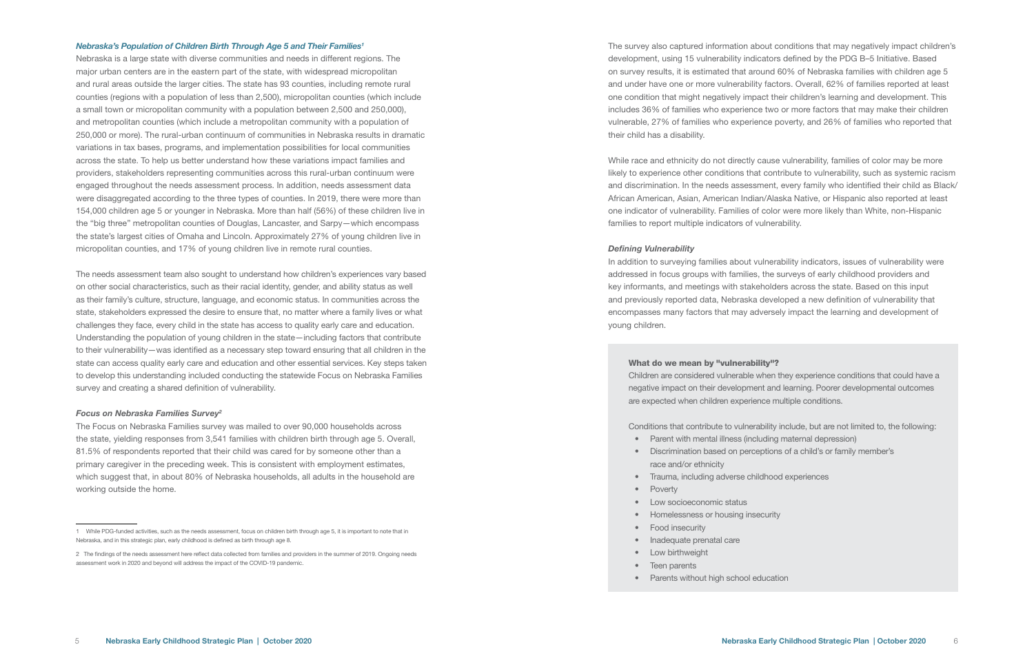### *Nebraska's Population of Children Birth Through Age 5 and Their Families*[1]

Nebraska is a large state with diverse communities and needs in different regions. The major urban centers are in the eastern part of the state, with widespread micropolitan and rural areas outside the larger cities. The state has 93 counties, including remote rural counties (regions with a population of less than 2,500), micropolitan counties (which include a small town or micropolitan community with a population between 2,500 and 250,000), and metropolitan counties (which include a metropolitan community with a population of 250,000 or more). The rural-urban continuum of communities in Nebraska results in dramatic variations in tax bases, programs, and implementation possibilities for local communities across the state. To help us better understand how these variations impact families and providers, stakeholders representing communities across this rural-urban continuum were engaged throughout the needs assessment process. In addition, needs assessment data were disaggregated according to the three types of counties. In 2019, there were more than 154,000 children age 5 or younger in Nebraska. More than half (56%) of these children live in the "big three" metropolitan counties of Douglas, Lancaster, and Sarpy—which encompass the state's largest cities of Omaha and Lincoln. Approximately 27% of young children live in micropolitan counties, and 17% of young children live in remote rural counties.

The needs assessment team also sought to understand how children's experiences vary based on other social characteristics, such as their racial identity, gender, and ability status as well as their family's culture, structure, language, and economic status. In communities across the state, stakeholders expressed the desire to ensure that, no matter where a family lives or what challenges they face, every child in the state has access to quality early care and education. Understanding the population of young children in the state—including factors that contribute to their vulnerability—was identified as a necessary step toward ensuring that all children in the state can access quality early care and education and other essential services. Key steps taken to develop this understanding included conducting the statewide Focus on Nebraska Families survey and creating a shared definition of vulnerability.

### *Focus on Nebraska Families Survey*[2]

The Focus on Nebraska Families survey was mailed to over 90,000 households across the state, yielding responses from 3,541 families with children birth through age 5. Overall, 81.5% of respondents reported that their child was cared for by someone other than a primary caregiver in the preceding week. This is consistent with employment estimates, which suggest that, in about 80% of Nebraska households, all adults in the household are working outside the home.

The survey also captured information about conditions that may negatively impact children's development, using 15 vulnerability indicators defined by the PDG B–5 Initiative. Based on survey results, it is estimated that around 60% of Nebraska families with children age 5 and under have one or more vulnerability factors. Overall, 62% of families reported at least one condition that might negatively impact their children's learning and development. This includes 36% of families who experience two or more factors that may make their children vulnerable, 27% of families who experience poverty, and 26% of families who reported that their child has a disability.

While race and ethnicity do not directly cause vulnerability, families of color may be more likely to experience other conditions that contribute to vulnerability, such as systemic racism and discrimination. In the needs assessment, every family who identified their child as Black/African American, Asian, American Indian/Alaska Native, or Hispanic also reported at least one indicator of vulnerability. Families of color were more likely than White, non-Hispanic families to report multiple indicators of vulnerability.

### *Defining Vulnerability*

In addition to surveying families about vulnerability indicators, issues of vulnerability were addressed in focus groups with families, the surveys of early childhood providers and key informants, and meetings with stakeholders across the state. Based on this input and previously reported data, Nebraska developed a new definition of vulnerability that encompasses many factors that may adversely impact the learning and development of young children.

**What do we mean by "vulnerability"?**

Children are considered vulnerable when they experience conditions that could have a negative impact on their development and learning. Poorer developmental outcomes are expected when children experience multiple conditions.

Conditions that contribute to vulnerability include, but are not limited to, the following:

- Parent with mental illness (including maternal depression)
- Discrimination based on perceptions of a child's or family member's race and/or ethnicity
- Trauma, including adverse childhood experiences
- Poverty
- Low socioeconomic status
- Homelessness or housing insecurity
- Food insecurity
- Inadequate prenatal care
- Low birthweight
- Teen parents
- Parents without high school education

---

1 While PDG-funded activities, such as the needs assessment, focus on children birth through age 5, it is important to note that in Nebraska, and in this strategic plan, early childhood is defined as birth through age 8.

2 The findings of the needs assessment here reflect data collected from families and providers in the summer of 2019. Ongoing needs assessment work in 2020 and beyond will address the impact of the COVID-19 pandemic.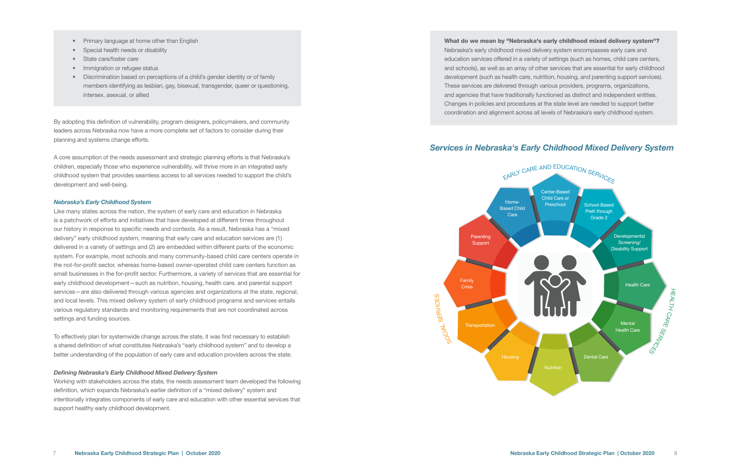- Primary language at home other than English
- Special health needs or disability
- State care/foster care
- Immigration or refugee status
- Discrimination based on perceptions of a child's gender identity or of family members identifying as lesbian, gay, bisexual, transgender, queer or questioning, intersex, asexual, or allied

By adopting this definition of vulnerability, program designers, policymakers, and community leaders across Nebraska now have a more complete set of factors to consider during their planning and systems change efforts.

A core assumption of the needs assessment and strategic planning efforts is that Nebraska's children, especially those who experience vulnerability, will thrive more in an integrated early childhood system that provides seamless access to all services needed to support the child's development and well-being.

### *Nebraska's Early Childhood System*

Like many states across the nation, the system of early care and education in Nebraska is a patchwork of efforts and initiatives that have developed at different times throughout our history in response to specific needs and contexts. As a result, Nebraska has a "mixed delivery" early childhood system, meaning that early care and education services are (1) delivered in a variety of settings and (2) are embedded within different parts of the economic system. For example, most schools and many community-based child care centers operate in the not-for-profit sector, whereas home-based owner-operated child care centers function as small businesses in the for-profit sector. Furthermore, a variety of services that are essential for early childhood development—such as nutrition, housing, health care, and parental support services—are also delivered through various agencies and organizations at the state, regional, and local levels. This mixed delivery system of early childhood programs and services entails various regulatory standards and monitoring requirements that are not coordinated across settings and funding sources.

To effectively plan for systemwide change across the state, it was first necessary to establish a shared definition of what constitutes Nebraska's "early childhood system" and to develop a better understanding of the population of early care and education providers across the state.

### *Defining Nebraska's Early Childhood Mixed Delivery System*

Working with stakeholders across the state, the needs assessment team developed the following definition, which expands Nebraska's earlier definition of a "mixed delivery" system and intentionally integrates components of early care and education with other essential services that support healthy early childhood development.

**What do we mean by "Nebraska's early childhood mixed delivery system"?**
Nebraska's early childhood mixed delivery system encompasses early care and education services offered in a variety of settings (such as homes, child care centers, and schools), as well as an array of other services that are essential for early childhood development (such as health care, nutrition, housing, and parenting support services). These services are delivered through various providers, programs, organizations, and agencies that have traditionally functioned as distinct and independent entities. Changes in policies and procedures at the state level are needed to support better coordination and alignment across all levels of Nebraska's early childhood system.

## *Services in Nebraska's Early Childhood Mixed Delivery System*

EARLY CARE AND EDUCATION SERVICES: Home-Based Child Care; Center-Based Child Care or Preschool; School-Based PreK through Grade 3

HEALTH CARE SERVICES: Developmental Screening/ Disability Support; Health Care; Mental Health Care; Dental Care

SOCIAL SERVICES: Nutrition; Housing; Transportation; Family Crisis; Parenting Support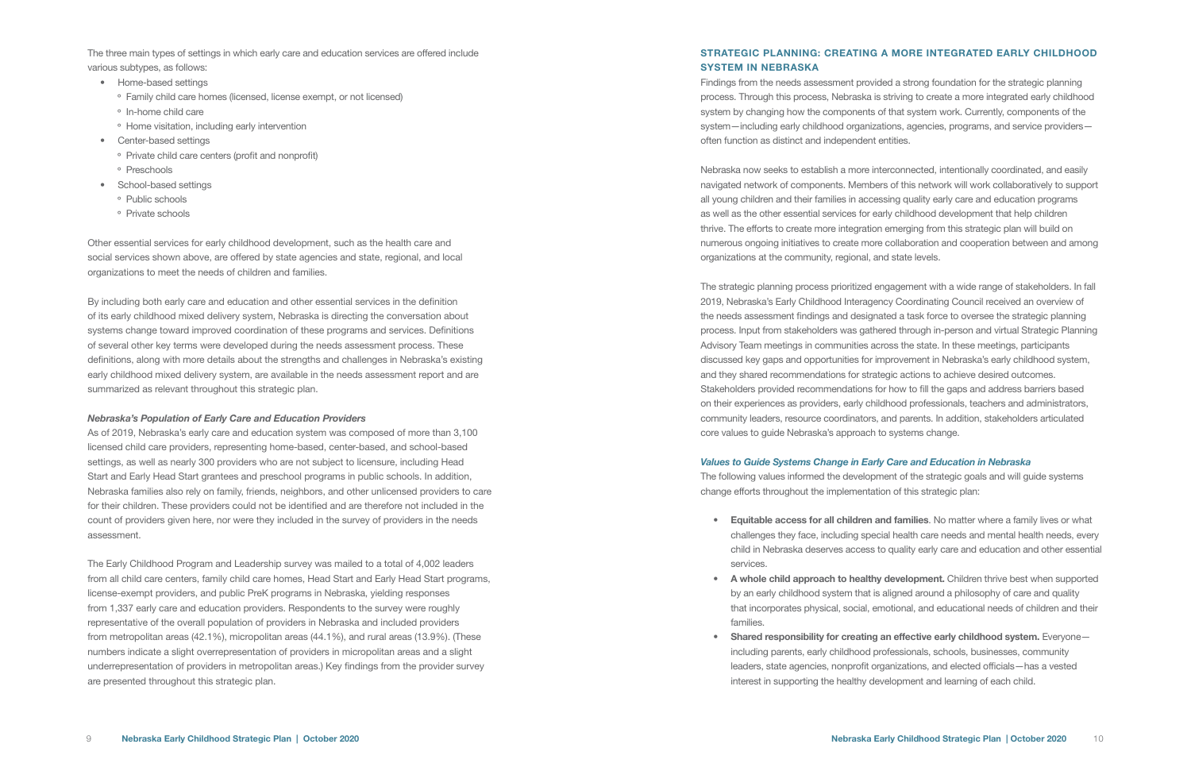The three main types of settings in which early care and education services are offered include various subtypes, as follows:

- Home-based settings
  - Family child care homes (licensed, license exempt, or not licensed)
  - In-home child care
  - Home visitation, including early intervention
- Center-based settings
  - Private child care centers (profit and nonprofit)
  - Preschools
- School-based settings
  - Public schools
  - Private schools

Other essential services for early childhood development, such as the health care and social services shown above, are offered by state agencies and state, regional, and local organizations to meet the needs of children and families.

By including both early care and education and other essential services in the definition of its early childhood mixed delivery system, Nebraska is directing the conversation about systems change toward improved coordination of these programs and services. Definitions of several other key terms were developed during the needs assessment process. These definitions, along with more details about the strengths and challenges in Nebraska's existing early childhood mixed delivery system, are available in the needs assessment report and are summarized as relevant throughout this strategic plan.

### *Nebraska's Population of Early Care and Education Providers*

As of 2019, Nebraska's early care and education system was composed of more than 3,100 licensed child care providers, representing home-based, center-based, and school-based settings, as well as nearly 300 providers who are not subject to licensure, including Head Start and Early Head Start grantees and preschool programs in public schools. In addition, Nebraska families also rely on family, friends, neighbors, and other unlicensed providers to care for their children. These providers could not be identified and are therefore not included in the count of providers given here, nor were they included in the survey of providers in the needs assessment.

The Early Childhood Program and Leadership survey was mailed to a total of 4,002 leaders from all child care centers, family child care homes, Head Start and Early Head Start programs, license-exempt providers, and public PreK programs in Nebraska, yielding responses from 1,337 early care and education providers. Respondents to the survey were roughly representative of the overall population of providers in Nebraska and included providers from metropolitan areas (42.1%), micropolitan areas (44.1%), and rural areas (13.9%). (These numbers indicate a slight overrepresentation of providers in micropolitan areas and a slight underrepresentation of providers in metropolitan areas.) Key findings from the provider survey are presented throughout this strategic plan.

## STRATEGIC PLANNING: CREATING A MORE INTEGRATED EARLY CHILDHOOD SYSTEM IN NEBRASKA

Findings from the needs assessment provided a strong foundation for the strategic planning process. Through this process, Nebraska is striving to create a more integrated early childhood system by changing how the components of that system work. Currently, components of the system—including early childhood organizations, agencies, programs, and service providers—often function as distinct and independent entities.

Nebraska now seeks to establish a more interconnected, intentionally coordinated, and easily navigated network of components. Members of this network will work collaboratively to support all young children and their families in accessing quality early care and education programs as well as the other essential services for early childhood development that help children thrive. The efforts to create more integration emerging from this strategic plan will build on numerous ongoing initiatives to create more collaboration and cooperation between and among organizations at the community, regional, and state levels.

The strategic planning process prioritized engagement with a wide range of stakeholders. In fall 2019, Nebraska's Early Childhood Interagency Coordinating Council received an overview of the needs assessment findings and designated a task force to oversee the strategic planning process. Input from stakeholders was gathered through in-person and virtual Strategic Planning Advisory Team meetings in communities across the state. In these meetings, participants discussed key gaps and opportunities for improvement in Nebraska's early childhood system, and they shared recommendations for strategic actions to achieve desired outcomes. Stakeholders provided recommendations for how to fill the gaps and address barriers based on their experiences as providers, early childhood professionals, teachers and administrators, community leaders, resource coordinators, and parents. In addition, stakeholders articulated core values to guide Nebraska's approach to systems change.

### *Values to Guide Systems Change in Early Care and Education in Nebraska*

The following values informed the development of the strategic goals and will guide systems change efforts throughout the implementation of this strategic plan:

- **Equitable access for all children and families**. No matter where a family lives or what challenges they face, including special health care needs and mental health needs, every child in Nebraska deserves access to quality early care and education and other essential services.
- **A whole child approach to healthy development.** Children thrive best when supported by an early childhood system that is aligned around a philosophy of care and quality that incorporates physical, social, emotional, and educational needs of children and their families.
- **Shared responsibility for creating an effective early childhood system.** Everyone—including parents, early childhood professionals, schools, businesses, community leaders, state agencies, nonprofit organizations, and elected officials—has a vested interest in supporting the healthy development and learning of each child.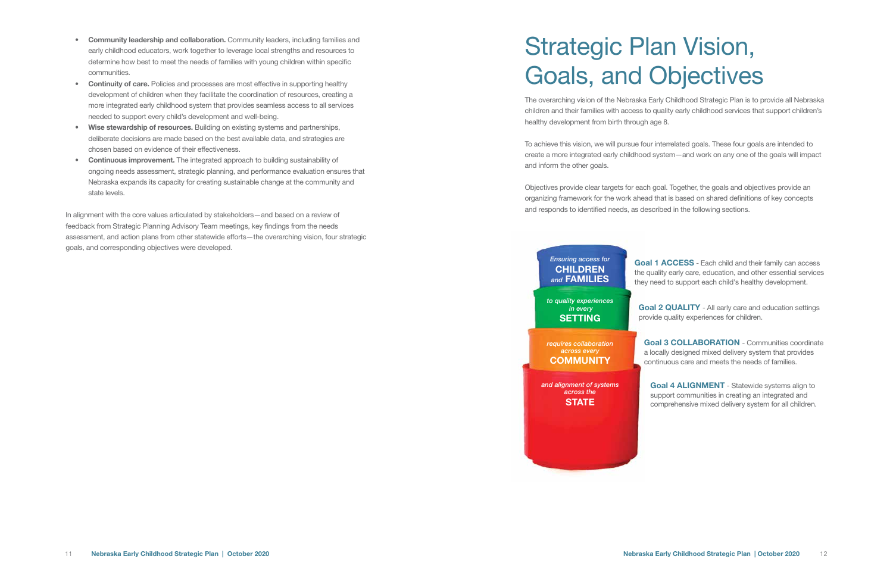- **Community leadership and collaboration.** Community leaders, including families and early childhood educators, work together to leverage local strengths and resources to determine how best to meet the needs of families with young children within specific communities.
- **Continuity of care.** Policies and processes are most effective in supporting healthy development of children when they facilitate the coordination of resources, creating a more integrated early childhood system that provides seamless access to all services needed to support every child's development and well-being.
- **Wise stewardship of resources.** Building on existing systems and partnerships, deliberate decisions are made based on the best available data, and strategies are chosen based on evidence of their effectiveness.
- **Continuous improvement.** The integrated approach to building sustainability of ongoing needs assessment, strategic planning, and performance evaluation ensures that Nebraska expands its capacity for creating sustainable change at the community and state levels.

In alignment with the core values articulated by stakeholders—and based on a review of feedback from Strategic Planning Advisory Team meetings, key findings from the needs assessment, and action plans from other statewide efforts—the overarching vision, four strategic goals, and corresponding objectives were developed.

# Strategic Plan Vision, Goals, and Objectives

The overarching vision of the Nebraska Early Childhood Strategic Plan is to provide all Nebraska children and their families with access to quality early childhood services that support children's healthy development from birth through age 8.

To achieve this vision, we will pursue four interrelated goals. These four goals are intended to create a more integrated early childhood system—and work on any one of the goals will impact and inform the other goals.

Objectives provide clear targets for each goal. Together, the goals and objectives provide an organizing framework for the work ahead that is based on shared definitions of key concepts and responds to identified needs, as described in the following sections.

*Ensuring access for* **CHILDREN** *and* **FAMILIES**

*to quality experiences in every* **SETTING**

*requires collaboration across every* **COMMUNITY**

*and alignment of systems across the* **STATE**

**Goal 1 ACCESS** - Each child and their family can access the quality early care, education, and other essential services they need to support each child's healthy development.

**Goal 2 QUALITY** - All early care and education settings provide quality experiences for children.

**Goal 3 COLLABORATION** - Communities coordinate a locally designed mixed delivery system that provides continuous care and meets the needs of families.

**Goal 4 ALIGNMENT** - Statewide systems align to support communities in creating an integrated and comprehensive mixed delivery system for all children.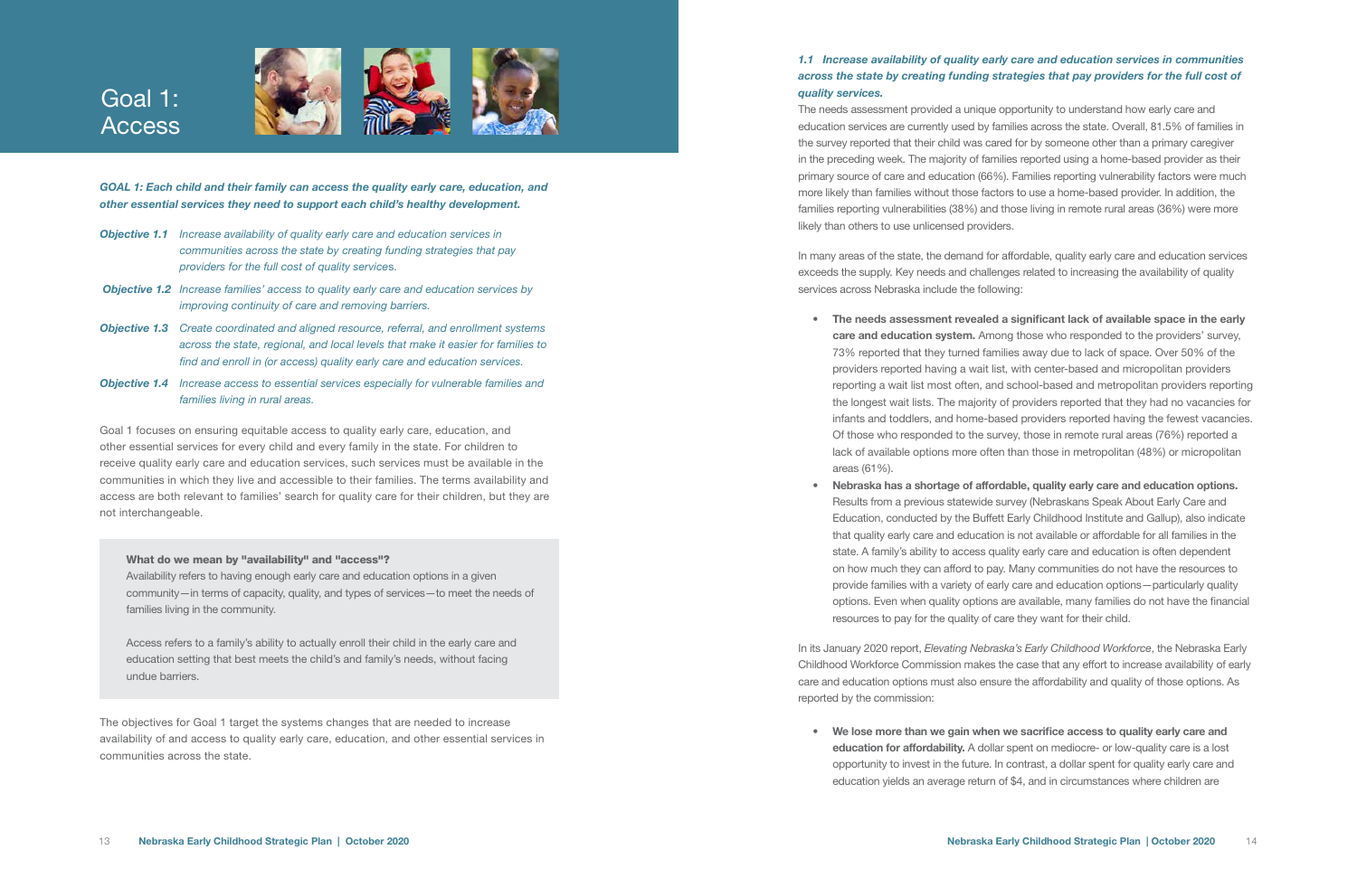# Goal 1: Access

***GOAL 1: Each child and their family can access the quality early care, education, and other essential services they need to support each child's healthy development.***

***Objective 1.1*** *Increase availability of quality early care and education services in communities across the state by creating funding strategies that pay providers for the full cost of quality services.*

***Objective 1.2*** *Increase families' access to quality early care and education services by improving continuity of care and removing barriers.*

***Objective 1.3*** *Create coordinated and aligned resource, referral, and enrollment systems across the state, regional, and local levels that make it easier for families to find and enroll in (or access) quality early care and education services.*

***Objective 1.4*** *Increase access to essential services especially for vulnerable families and families living in rural areas.*

Goal 1 focuses on ensuring equitable access to quality early care, education, and other essential services for every child and every family in the state. For children to receive quality early care and education services, such services must be available in the communities in which they live and accessible to their families. The terms availability and access are both relevant to families' search for quality care for their children, but they are not interchangeable.

**What do we mean by "availability" and "access"?**

Availability refers to having enough early care and education options in a given community—in terms of capacity, quality, and types of services—to meet the needs of families living in the community.

Access refers to a family's ability to actually enroll their child in the early care and education setting that best meets the child's and family's needs, without facing undue barriers.

The objectives for Goal 1 target the systems changes that are needed to increase availability of and access to quality early care, education, and other essential services in communities across the state.

### *1.1 Increase availability of quality early care and education services in communities across the state by creating funding strategies that pay providers for the full cost of quality services.*

The needs assessment provided a unique opportunity to understand how early care and education services are currently used by families across the state. Overall, 81.5% of families in the survey reported that their child was cared for by someone other than a primary caregiver in the preceding week. The majority of families reported using a home-based provider as their primary source of care and education (66%). Families reporting vulnerability factors were much more likely than families without those factors to use a home-based provider. In addition, the families reporting vulnerabilities (38%) and those living in remote rural areas (36%) were more likely than others to use unlicensed providers.

In many areas of the state, the demand for affordable, quality early care and education services exceeds the supply. Key needs and challenges related to increasing the availability of quality services across Nebraska include the following:

- **The needs assessment revealed a significant lack of available space in the early care and education system.** Among those who responded to the providers' survey, 73% reported that they turned families away due to lack of space. Over 50% of the providers reported having a wait list, with center-based and micropolitan providers reporting a wait list most often, and school-based and metropolitan providers reporting the longest wait lists. The majority of providers reported that they had no vacancies for infants and toddlers, and home-based providers reported having the fewest vacancies. Of those who responded to the survey, those in remote rural areas (76%) reported a lack of available options more often than those in metropolitan (48%) or micropolitan areas (61%).
- **Nebraska has a shortage of affordable, quality early care and education options.** Results from a previous statewide survey (Nebraskans Speak About Early Care and Education, conducted by the Buffett Early Childhood Institute and Gallup), also indicate that quality early care and education is not available or affordable for all families in the state. A family's ability to access quality early care and education is often dependent on how much they can afford to pay. Many communities do not have the resources to provide families with a variety of early care and education options—particularly quality options. Even when quality options are available, many families do not have the financial resources to pay for the quality of care they want for their child.

In its January 2020 report, *Elevating Nebraska's Early Childhood Workforce*, the Nebraska Early Childhood Workforce Commission makes the case that any effort to increase availability of early care and education options must also ensure the affordability and quality of those options. As reported by the commission:

- **We lose more than we gain when we sacrifice access to quality early care and education for affordability.** A dollar spent on mediocre- or low-quality care is a lost opportunity to invest in the future. In contrast, a dollar spent for quality early care and education yields an average return of $4, and in circumstances where children are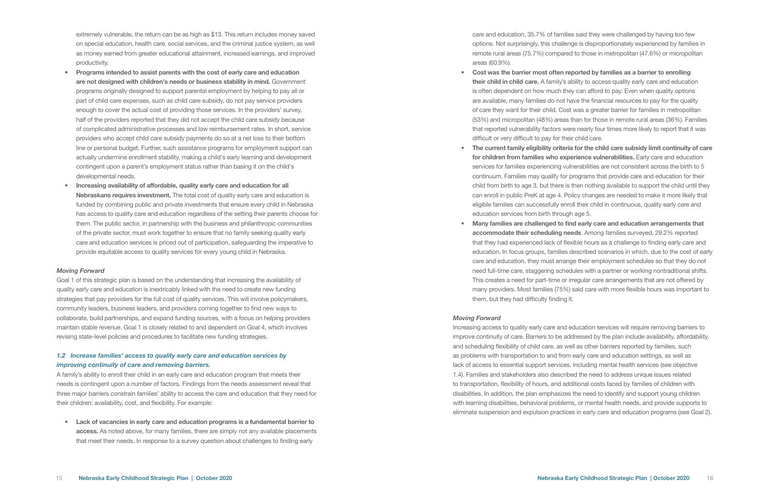extremely vulnerable, the return can be as high as $13. This return includes money saved on special education, health care, social services, and the criminal justice system, as well as money earned from greater educational attainment, increased earnings, and improved productivity.

- **Programs intended to assist parents with the cost of early care and education are not designed with children's needs or business stability in mind.** Government programs originally designed to support parental employment by helping to pay all or part of child care expenses, such as child care subsidy, do not pay service providers enough to cover the actual cost of providing those services. In the providers' survey, half of the providers reported that they did not accept the child care subsidy because of complicated administrative processes and low reimbursement rates. In short, service providers who accept child care subsidy payments do so at a net loss to their bottom line or personal budget. Further, such assistance programs for employment support can actually undermine enrollment stability, making a child's early learning and development contingent upon a parent's employment status rather than basing it on the child's developmental needs.
- **Increasing availability of affordable, quality early care and education for all Nebraskans requires investment.** The total cost of quality early care and education is funded by combining public and private investments that ensure every child in Nebraska has access to quality care and education regardless of the setting their parents choose for them. The public sector, in partnership with the business and philanthropic communities of the private sector, must work together to ensure that no family seeking quality early care and education services is priced out of participation, safeguarding the imperative to provide equitable access to quality services for every young child in Nebraska.

*Moving Forward*

Goal 1 of this strategic plan is based on the understanding that increasing the availability of quality early care and education is inextricably linked with the need to create new funding strategies that pay providers for the full cost of quality services. This will involve policymakers, community leaders, business leaders, and providers coming together to find new ways to collaborate, build partnerships, and expand funding sources, with a focus on helping providers maintain stable revenue. Goal 1 is closely related to and dependent on Goal 4, which involves revising state-level policies and procedures to facilitate new funding strategies.

### *1.2 Increase families' access to quality early care and education services by improving continuity of care and removing barriers.*

A family's ability to enroll their child in an early care and education program that meets their needs is contingent upon a number of factors. Findings from the needs assessment reveal that three major barriers constrain families' ability to access the care and education that they need for their children: availability, cost, and flexibility. For example:

- **Lack of vacancies in early care and education programs is a fundamental barrier to access.** As noted above, for many families, there are simply not any available placements that meet their needs. In response to a survey question about challenges to finding early care and education, 35.7% of families said they were challenged by having too few options. Not surprisingly, this challenge is disproportionately experienced by families in remote rural areas (75.7%) compared to those in metropolitan (47.6%) or micropolitan areas (60.9%).
- **Cost was the barrier most often reported by families as a barrier to enrolling their child in child care.** A family's ability to access quality early care and education is often dependent on how much they can afford to pay. Even when quality options are available, many families do not have the financial resources to pay for the quality of care they want for their child. Cost was a greater barrier for families in metropolitan (53%) and micropolitan (48%) areas than for those in remote rural areas (36%). Families that reported vulnerability factors were nearly four times more likely to report that it was difficult or very difficult to pay for their child care.
- **The current family eligibility criteria for the child care subsidy limit continuity of care for children from families who experience vulnerabilities.** Early care and education services for families experiencing vulnerabilities are not consistent across the birth to 5 continuum. Families may qualify for programs that provide care and education for their child from birth to age 3, but there is then nothing available to support the child until they can enroll in public PreK at age 4. Policy changes are needed to make it more likely that eligible families can successfully enroll their child in continuous, quality early care and education services from birth through age 5.
- **Many families are challenged to find early care and education arrangements that accommodate their scheduling needs**. Among families surveyed, 29.2% reported that they had experienced lack of flexible hours as a challenge to finding early care and education. In focus groups, families described scenarios in which, due to the cost of early care and education, they must arrange their employment schedules so that they do not need full-time care, staggering schedules with a partner or working nontraditional shifts. This creates a need for part-time or irregular care arrangements that are not offered by many providers. Most families (75%) said care with more flexible hours was important to them, but they had difficulty finding it.

*Moving Forward*

Increasing access to quality early care and education services will require removing barriers to improve continuity of care. Barriers to be addressed by the plan include availability, affordability, and scheduling flexibility of child care, as well as other barriers reported by families, such as problems with transportation to and from early care and education settings, as well as lack of access to essential support services, including mental health services (see objective 1.4). Families and stakeholders also described the need to address unique issues related to transportation, flexibility of hours, and additional costs faced by families of children with disabilities. In addition, the plan emphasizes the need to identify and support young children with learning disabilities, behavioral problems, or mental health needs, and provide supports to eliminate suspension and expulsion practices in early care and education programs (see Goal 2).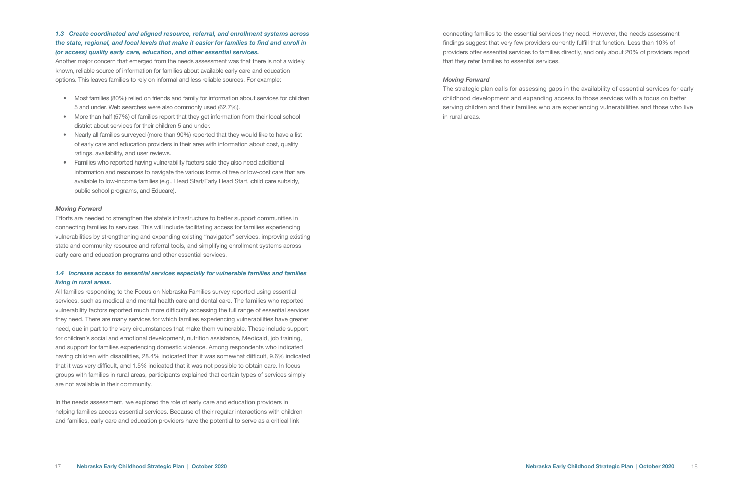### *1.3 Create coordinated and aligned resource, referral, and enrollment systems across the state, regional, and local levels that make it easier for families to find and enroll in (or access) quality early care, education, and other essential services.*

Another major concern that emerged from the needs assessment was that there is not a widely known, reliable source of information for families about available early care and education options. This leaves families to rely on informal and less reliable sources. For example:

- Most families (80%) relied on friends and family for information about services for children 5 and under. Web searches were also commonly used (62.7%).
- More than half (57%) of families report that they get information from their local school district about services for their children 5 and under.
- Nearly all families surveyed (more than 90%) reported that they would like to have a list of early care and education providers in their area with information about cost, quality ratings, availability, and user reviews.
- Families who reported having vulnerability factors said they also need additional information and resources to navigate the various forms of free or low-cost care that are available to low-income families (e.g., Head Start/Early Head Start, child care subsidy, public school programs, and Educare).

#### *Moving Forward*

Efforts are needed to strengthen the state's infrastructure to better support communities in connecting families to services. This will include facilitating access for families experiencing vulnerabilities by strengthening and expanding existing "navigator" services, improving existing state and community resource and referral tools, and simplifying enrollment systems across early care and education programs and other essential services.

### *1.4 Increase access to essential services especially for vulnerable families and families living in rural areas.*

All families responding to the Focus on Nebraska Families survey reported using essential services, such as medical and mental health care and dental care. The families who reported vulnerability factors reported much more difficulty accessing the full range of essential services they need. There are many services for which families experiencing vulnerabilities have greater need, due in part to the very circumstances that make them vulnerable. These include support for children's social and emotional development, nutrition assistance, Medicaid, job training, and support for families experiencing domestic violence. Among respondents who indicated having children with disabilities, 28.4% indicated that it was somewhat difficult, 9.6% indicated that it was very difficult, and 1.5% indicated that it was not possible to obtain care. In focus groups with families in rural areas, participants explained that certain types of services simply are not available in their community.

In the needs assessment, we explored the role of early care and education providers in helping families access essential services. Because of their regular interactions with children and families, early care and education providers have the potential to serve as a critical link connecting families to the essential services they need. However, the needs assessment findings suggest that very few providers currently fulfill that function. Less than 10% of providers offer essential services to families directly, and only about 20% of providers report that they refer families to essential services.

#### *Moving Forward*

The strategic plan calls for assessing gaps in the availability of essential services for early childhood development and expanding access to those services with a focus on better serving children and their families who are experiencing vulnerabilities and those who live in rural areas.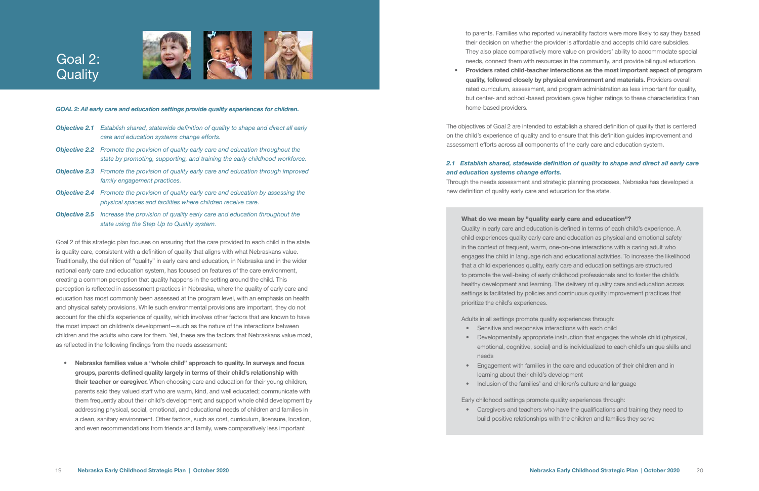# Goal 2: Quality

***GOAL 2: All early care and education settings provide quality experiences for children.***

***Objective 2.1*** *Establish shared, statewide definition of quality to shape and direct all early care and education systems change efforts.*

***Objective 2.2*** *Promote the provision of quality early care and education throughout the state by promoting, supporting, and training the early childhood workforce.*

***Objective 2.3*** *Promote the provision of quality early care and education through improved family engagement practices.*

***Objective 2.4*** *Promote the provision of quality early care and education by assessing the physical spaces and facilities where children receive care.*

***Objective 2.5*** *Increase the provision of quality early care and education throughout the state using the Step Up to Quality system.*

Goal 2 of this strategic plan focuses on ensuring that the care provided to each child in the state is quality care, consistent with a definition of quality that aligns with what Nebraskans value. Traditionally, the definition of "quality" in early care and education, in Nebraska and in the wider national early care and education system, has focused on features of the care environment, creating a common perception that quality happens in the setting around the child. This perception is reflected in assessment practices in Nebraska, where the quality of early care and education has most commonly been assessed at the program level, with an emphasis on health and physical safety provisions. While such environmental provisions are important, they do not account for the child's experience of quality, which involves other factors that are known to have the most impact on children's development—such as the nature of the interactions between children and the adults who care for them. Yet, these are the factors that Nebraskans value most, as reflected in the following findings from the needs assessment:

- **Nebraska families value a "whole child" approach to quality. In surveys and focus groups, parents defined quality largely in terms of their child's relationship with their teacher or caregiver.** When choosing care and education for their young children, parents said they valued staff who are warm, kind, and well educated; communicate with them frequently about their child's development; and support whole child development by addressing physical, social, emotional, and educational needs of children and families in a clean, sanitary environment. Other factors, such as cost, curriculum, licensure, location, and even recommendations from friends and family, were comparatively less important to parents. Families who reported vulnerability factors were more likely to say they based their decision on whether the provider is affordable and accepts child care subsidies. They also place comparatively more value on providers' ability to accommodate special needs, connect them with resources in the community, and provide bilingual education.
- **Providers rated child-teacher interactions as the most important aspect of program quality, followed closely by physical environment and materials.** Providers overall rated curriculum, assessment, and program administration as less important for quality, but center- and school-based providers gave higher ratings to these characteristics than home-based providers.

The objectives of Goal 2 are intended to establish a shared definition of quality that is centered on the child's experience of quality and to ensure that this definition guides improvement and assessment efforts across all components of the early care and education system.

### *2.1 Establish shared, statewide definition of quality to shape and direct all early care and education systems change efforts.*

Through the needs assessment and strategic planning processes, Nebraska has developed a new definition of quality early care and education for the state.

**What do we mean by "quality early care and education"?**

Quality in early care and education is defined in terms of each child's experience. A child experiences quality early care and education as physical and emotional safety in the context of frequent, warm, one-on-one interactions with a caring adult who engages the child in language rich and educational activities. To increase the likelihood that a child experiences quality, early care and education settings are structured to promote the well-being of early childhood professionals and to foster the child's healthy development and learning. The delivery of quality care and education across settings is facilitated by policies and continuous quality improvement practices that prioritize the child's experiences.

Adults in all settings promote quality experiences through:

- Sensitive and responsive interactions with each child
- Developmentally appropriate instruction that engages the whole child (physical, emotional, cognitive, social) and is individualized to each child's unique skills and needs
- Engagement with families in the care and education of their children and in learning about their child's development
- Inclusion of the families' and children's culture and language

Early childhood settings promote quality experiences through:

- Caregivers and teachers who have the qualifications and training they need to build positive relationships with the children and families they serve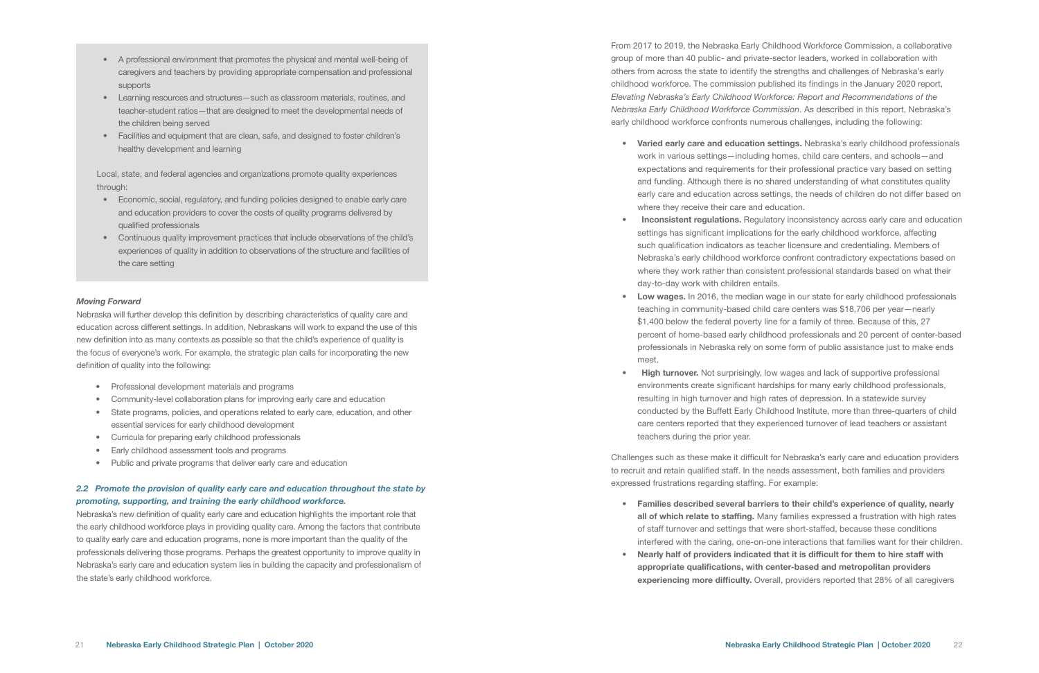- A professional environment that promotes the physical and mental well-being of caregivers and teachers by providing appropriate compensation and professional supports
- Learning resources and structures—such as classroom materials, routines, and teacher-student ratios—that are designed to meet the developmental needs of the children being served
- Facilities and equipment that are clean, safe, and designed to foster children's healthy development and learning

Local, state, and federal agencies and organizations promote quality experiences through:

- Economic, social, regulatory, and funding policies designed to enable early care and education providers to cover the costs of quality programs delivered by qualified professionals
- Continuous quality improvement practices that include observations of the child's experiences of quality in addition to observations of the structure and facilities of the care setting

#### *Moving Forward*

Nebraska will further develop this definition by describing characteristics of quality care and education across different settings. In addition, Nebraskans will work to expand the use of this new definition into as many contexts as possible so that the child's experience of quality is the focus of everyone's work. For example, the strategic plan calls for incorporating the new definition of quality into the following:

- Professional development materials and programs
- Community-level collaboration plans for improving early care and education
- State programs, policies, and operations related to early care, education, and other essential services for early childhood development
- Curricula for preparing early childhood professionals
- Early childhood assessment tools and programs
- Public and private programs that deliver early care and education

### *2.2 Promote the provision of quality early care and education throughout the state by promoting, supporting, and training the early childhood workforce.*

Nebraska's new definition of quality early care and education highlights the important role that the early childhood workforce plays in providing quality care. Among the factors that contribute to quality early care and education programs, none is more important than the quality of the professionals delivering those programs. Perhaps the greatest opportunity to improve quality in Nebraska's early care and education system lies in building the capacity and professionalism of the state's early childhood workforce.

From 2017 to 2019, the Nebraska Early Childhood Workforce Commission, a collaborative group of more than 40 public- and private-sector leaders, worked in collaboration with others from across the state to identify the strengths and challenges of Nebraska's early childhood workforce. The commission published its findings in the January 2020 report, *Elevating Nebraska's Early Childhood Workforce: Report and Recommendations of the Nebraska Early Childhood Workforce Commission*. As described in this report, Nebraska's early childhood workforce confronts numerous challenges, including the following:

- **Varied early care and education settings.** Nebraska's early childhood professionals work in various settings—including homes, child care centers, and schools—and expectations and requirements for their professional practice vary based on setting and funding. Although there is no shared understanding of what constitutes quality early care and education across settings, the needs of children do not differ based on where they receive their care and education.
- **Inconsistent regulations.** Regulatory inconsistency across early care and education settings has significant implications for the early childhood workforce, affecting such qualification indicators as teacher licensure and credentialing. Members of Nebraska's early childhood workforce confront contradictory expectations based on where they work rather than consistent professional standards based on what their day-to-day work with children entails.
- **Low wages.** In 2016, the median wage in our state for early childhood professionals teaching in community-based child care centers was $18,706 per year—nearly $1,400 below the federal poverty line for a family of three. Because of this, 27 percent of home-based early childhood professionals and 20 percent of center-based professionals in Nebraska rely on some form of public assistance just to make ends meet.
- **High turnover.** Not surprisingly, low wages and lack of supportive professional environments create significant hardships for many early childhood professionals, resulting in high turnover and high rates of depression. In a statewide survey conducted by the Buffett Early Childhood Institute, more than three-quarters of child care centers reported that they experienced turnover of lead teachers or assistant teachers during the prior year.

Challenges such as these make it difficult for Nebraska's early care and education providers to recruit and retain qualified staff. In the needs assessment, both families and providers expressed frustrations regarding staffing. For example:

- **Families described several barriers to their child's experience of quality, nearly all of which relate to staffing.** Many families expressed a frustration with high rates of staff turnover and settings that were short-staffed, because these conditions interfered with the caring, one-on-one interactions that families want for their children.
- **Nearly half of providers indicated that it is difficult for them to hire staff with appropriate qualifications, with center-based and metropolitan providers experiencing more difficulty.** Overall, providers reported that 28% of all caregivers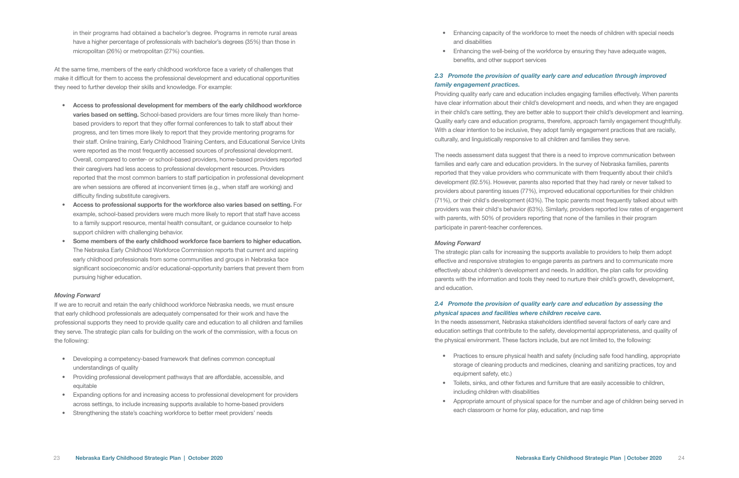in their programs had obtained a bachelor's degree. Programs in remote rural areas have a higher percentage of professionals with bachelor's degrees (35%) than those in micropolitan (26%) or metropolitan (27%) counties.

At the same time, members of the early childhood workforce face a variety of challenges that make it difficult for them to access the professional development and educational opportunities they need to further develop their skills and knowledge. For example:

- **Access to professional development for members of the early childhood workforce varies based on setting.** School-based providers are four times more likely than home-based providers to report that they offer formal conferences to talk to staff about their progress, and ten times more likely to report that they provide mentoring programs for their staff. Online training, Early Childhood Training Centers, and Educational Service Units were reported as the most frequently accessed sources of professional development. Overall, compared to center- or school-based providers, home-based providers reported their caregivers had less access to professional development resources. Providers reported that the most common barriers to staff participation in professional development are when sessions are offered at inconvenient times (e.g., when staff are working) and difficulty finding substitute caregivers.
- **Access to professional supports for the workforce also varies based on setting.** For example, school-based providers were much more likely to report that staff have access to a family support resource, mental health consultant, or guidance counselor to help support children with challenging behavior.
- **Some members of the early childhood workforce face barriers to higher education.** The Nebraska Early Childhood Workforce Commission reports that current and aspiring early childhood professionals from some communities and groups in Nebraska face significant socioeconomic and/or educational-opportunity barriers that prevent them from pursuing higher education.

*Moving Forward*

If we are to recruit and retain the early childhood workforce Nebraska needs, we must ensure that early childhood professionals are adequately compensated for their work and have the professional supports they need to provide quality care and education to all children and families they serve. The strategic plan calls for building on the work of the commission, with a focus on the following:

- Developing a competency-based framework that defines common conceptual understandings of quality
- Providing professional development pathways that are affordable, accessible, and equitable
- Expanding options for and increasing access to professional development for providers across settings, to include increasing supports available to home-based providers
- Strengthening the state's coaching workforce to better meet providers' needs
- Enhancing capacity of the workforce to meet the needs of children with special needs and disabilities
- Enhancing the well-being of the workforce by ensuring they have adequate wages, benefits, and other support services

### *2.3 Promote the provision of quality early care and education through improved family engagement practices.*

Providing quality early care and education includes engaging families effectively. When parents have clear information about their child's development and needs, and when they are engaged in their child's care setting, they are better able to support their child's development and learning. Quality early care and education programs, therefore, approach family engagement thoughtfully. With a clear intention to be inclusive, they adopt family engagement practices that are racially, culturally, and linguistically responsive to all children and families they serve.

The needs assessment data suggest that there is a need to improve communication between families and early care and education providers. In the survey of Nebraska families, parents reported that they value providers who communicate with them frequently about their child's development (92.5%). However, parents also reported that they had rarely or never talked to providers about parenting issues (77%), improved educational opportunities for their children (71%), or their child's development (43%). The topic parents most frequently talked about with providers was their child's behavior (63%). Similarly, providers reported low rates of engagement with parents, with 50% of providers reporting that none of the families in their program participate in parent-teacher conferences.

*Moving Forward*

The strategic plan calls for increasing the supports available to providers to help them adopt effective and responsive strategies to engage parents as partners and to communicate more effectively about children's development and needs. In addition, the plan calls for providing parents with the information and tools they need to nurture their child's growth, development, and education.

### *2.4 Promote the provision of quality early care and education by assessing the physical spaces and facilities where children receive care.*

In the needs assessment, Nebraska stakeholders identified several factors of early care and education settings that contribute to the safety, developmental appropriateness, and quality of the physical environment. These factors include, but are not limited to, the following:

- Practices to ensure physical health and safety (including safe food handling, appropriate storage of cleaning products and medicines, cleaning and sanitizing practices, toy and equipment safety, etc.)
- Toilets, sinks, and other fixtures and furniture that are easily accessible to children, including children with disabilities
- Appropriate amount of physical space for the number and age of children being served in each classroom or home for play, education, and nap time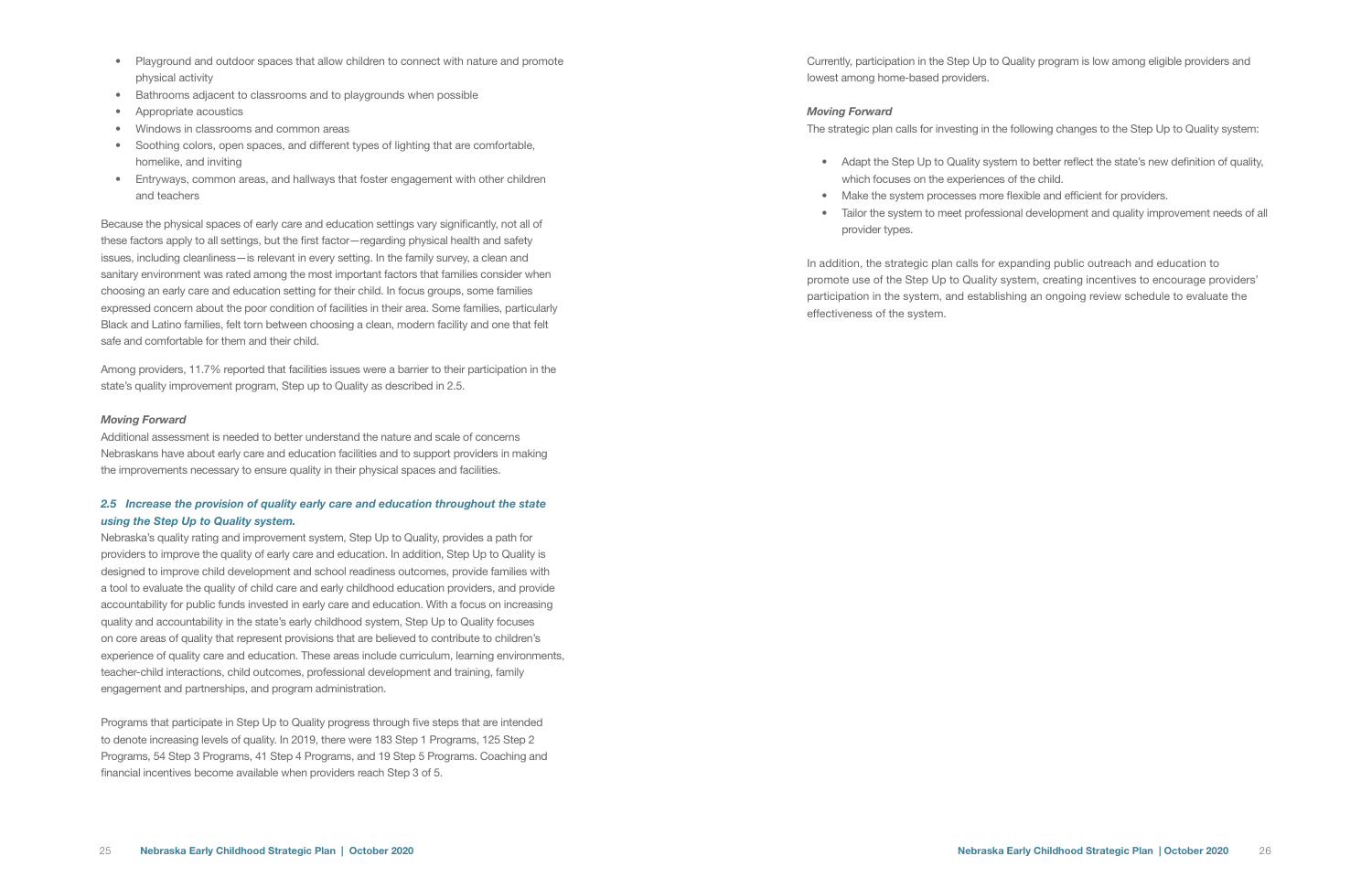- Playground and outdoor spaces that allow children to connect with nature and promote physical activity
- Bathrooms adjacent to classrooms and to playgrounds when possible
- Appropriate acoustics
- Windows in classrooms and common areas
- Soothing colors, open spaces, and different types of lighting that are comfortable, homelike, and inviting
- Entryways, common areas, and hallways that foster engagement with other children and teachers

Because the physical spaces of early care and education settings vary significantly, not all of these factors apply to all settings, but the first factor—regarding physical health and safety issues, including cleanliness—is relevant in every setting. In the family survey, a clean and sanitary environment was rated among the most important factors that families consider when choosing an early care and education setting for their child. In focus groups, some families expressed concern about the poor condition of facilities in their area. Some families, particularly Black and Latino families, felt torn between choosing a clean, modern facility and one that felt safe and comfortable for them and their child.

Among providers, 11.7% reported that facilities issues were a barrier to their participation in the state's quality improvement program, Step up to Quality as described in 2.5.

***Moving Forward***

Additional assessment is needed to better understand the nature and scale of concerns Nebraskans have about early care and education facilities and to support providers in making the improvements necessary to ensure quality in their physical spaces and facilities.

### *2.5 Increase the provision of quality early care and education throughout the state using the Step Up to Quality system.*

Nebraska's quality rating and improvement system, Step Up to Quality, provides a path for providers to improve the quality of early care and education. In addition, Step Up to Quality is designed to improve child development and school readiness outcomes, provide families with a tool to evaluate the quality of child care and early childhood education providers, and provide accountability for public funds invested in early care and education. With a focus on increasing quality and accountability in the state's early childhood system, Step Up to Quality focuses on core areas of quality that represent provisions that are believed to contribute to children's experience of quality care and education. These areas include curriculum, learning environments, teacher-child interactions, child outcomes, professional development and training, family engagement and partnerships, and program administration.

Programs that participate in Step Up to Quality progress through five steps that are intended to denote increasing levels of quality. In 2019, there were 183 Step 1 Programs, 125 Step 2 Programs, 54 Step 3 Programs, 41 Step 4 Programs, and 19 Step 5 Programs. Coaching and financial incentives become available when providers reach Step 3 of 5.

Currently, participation in the Step Up to Quality program is low among eligible providers and lowest among home-based providers.

***Moving Forward***

The strategic plan calls for investing in the following changes to the Step Up to Quality system:

- Adapt the Step Up to Quality system to better reflect the state's new definition of quality, which focuses on the experiences of the child.
- Make the system processes more flexible and efficient for providers.
- Tailor the system to meet professional development and quality improvement needs of all provider types.

In addition, the strategic plan calls for expanding public outreach and education to promote use of the Step Up to Quality system, creating incentives to encourage providers' participation in the system, and establishing an ongoing review schedule to evaluate the effectiveness of the system.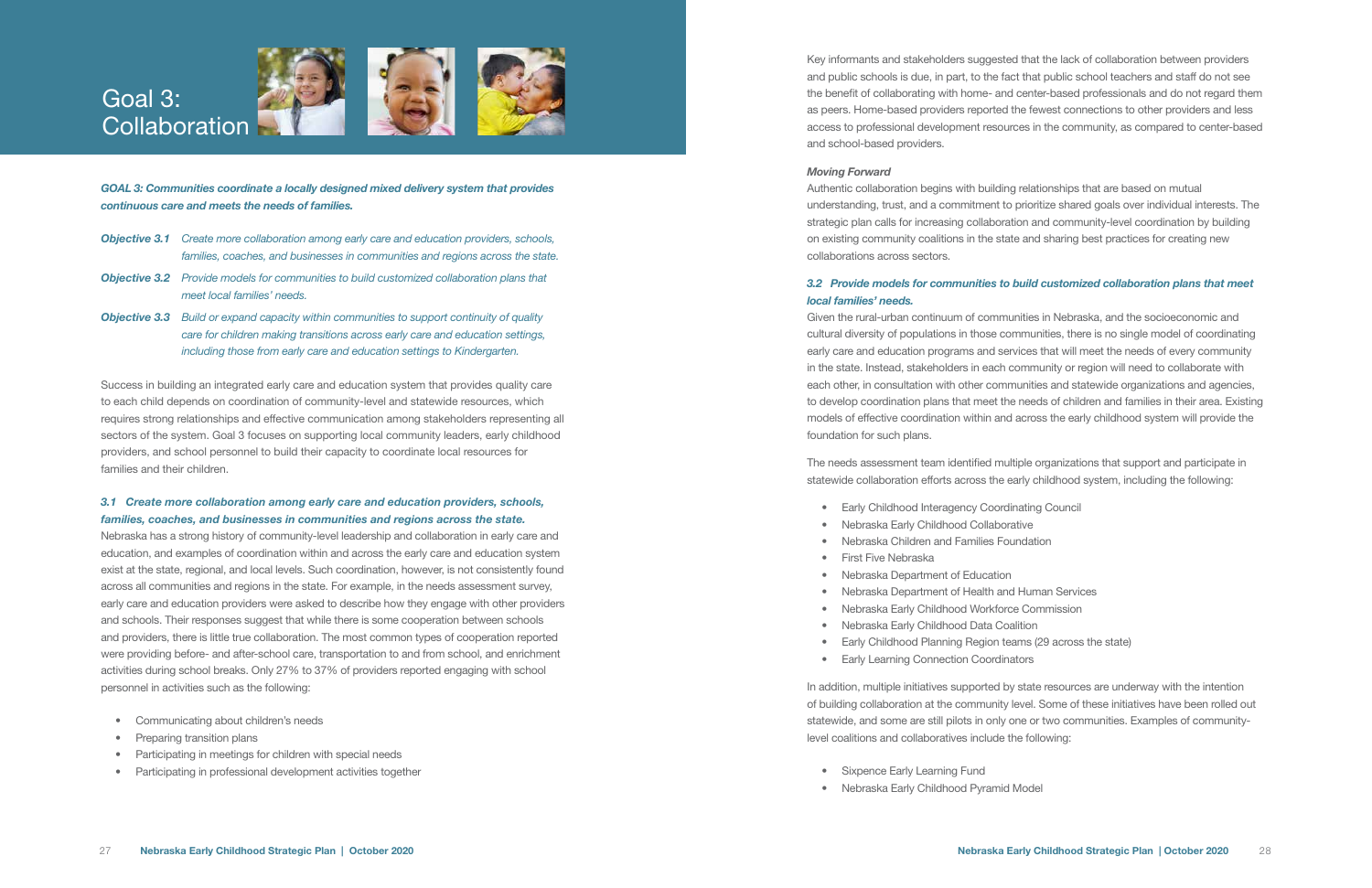# Goal 3: Collaboration

***GOAL 3: Communities coordinate a locally designed mixed delivery system that provides continuous care and meets the needs of families.***

***Objective 3.1*** *Create more collaboration among early care and education providers, schools, families, coaches, and businesses in communities and regions across the state.*

***Objective 3.2*** *Provide models for communities to build customized collaboration plans that meet local families' needs.*

***Objective 3.3*** *Build or expand capacity within communities to support continuity of quality care for children making transitions across early care and education settings, including those from early care and education settings to Kindergarten.*

Success in building an integrated early care and education system that provides quality care to each child depends on coordination of community-level and statewide resources, which requires strong relationships and effective communication among stakeholders representing all sectors of the system. Goal 3 focuses on supporting local community leaders, early childhood providers, and school personnel to build their capacity to coordinate local resources for families and their children.

### *3.1 Create more collaboration among early care and education providers, schools, families, coaches, and businesses in communities and regions across the state.*

Nebraska has a strong history of community-level leadership and collaboration in early care and education, and examples of coordination within and across the early care and education system exist at the state, regional, and local levels. Such coordination, however, is not consistently found across all communities and regions in the state. For example, in the needs assessment survey, early care and education providers were asked to describe how they engage with other providers and schools. Their responses suggest that while there is some cooperation between schools and providers, there is little true collaboration. The most common types of cooperation reported were providing before- and after-school care, transportation to and from school, and enrichment activities during school breaks. Only 27% to 37% of providers reported engaging with school personnel in activities such as the following:

- Communicating about children's needs
- Preparing transition plans
- Participating in meetings for children with special needs
- Participating in professional development activities together

Key informants and stakeholders suggested that the lack of collaboration between providers and public schools is due, in part, to the fact that public school teachers and staff do not see the benefit of collaborating with home- and center-based professionals and do not regard them as peers. Home-based providers reported the fewest connections to other providers and less access to professional development resources in the community, as compared to center-based and school-based providers.

***Moving Forward***

Authentic collaboration begins with building relationships that are based on mutual understanding, trust, and a commitment to prioritize shared goals over individual interests. The strategic plan calls for increasing collaboration and community-level coordination by building on existing community coalitions in the state and sharing best practices for creating new collaborations across sectors.

### *3.2 Provide models for communities to build customized collaboration plans that meet local families' needs.*

Given the rural-urban continuum of communities in Nebraska, and the socioeconomic and cultural diversity of populations in those communities, there is no single model of coordinating early care and education programs and services that will meet the needs of every community in the state. Instead, stakeholders in each community or region will need to collaborate with each other, in consultation with other communities and statewide organizations and agencies, to develop coordination plans that meet the needs of children and families in their area. Existing models of effective coordination within and across the early childhood system will provide the foundation for such plans.

The needs assessment team identified multiple organizations that support and participate in statewide collaboration efforts across the early childhood system, including the following:

- Early Childhood Interagency Coordinating Council
- Nebraska Early Childhood Collaborative
- Nebraska Children and Families Foundation
- First Five Nebraska
- Nebraska Department of Education
- Nebraska Department of Health and Human Services
- Nebraska Early Childhood Workforce Commission
- Nebraska Early Childhood Data Coalition
- Early Childhood Planning Region teams (29 across the state)
- Early Learning Connection Coordinators

In addition, multiple initiatives supported by state resources are underway with the intention of building collaboration at the community level. Some of these initiatives have been rolled out statewide, and some are still pilots in only one or two communities. Examples of community-level coalitions and collaboratives include the following:

- Sixpence Early Learning Fund
- Nebraska Early Childhood Pyramid Model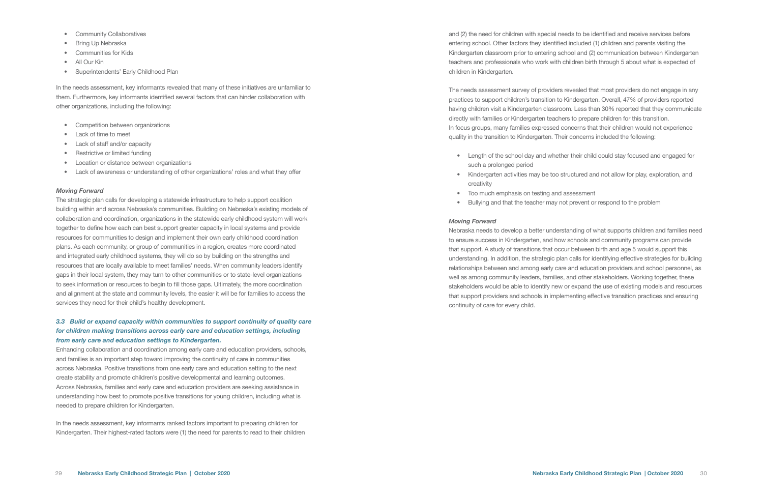- Community Collaboratives
- Bring Up Nebraska
- Communities for Kids
- All Our Kin
- Superintendents' Early Childhood Plan

In the needs assessment, key informants revealed that many of these initiatives are unfamiliar to them. Furthermore, key informants identified several factors that can hinder collaboration with other organizations, including the following:

- Competition between organizations
- Lack of time to meet
- Lack of staff and/or capacity
- Restrictive or limited funding
- Location or distance between organizations
- Lack of awareness or understanding of other organizations' roles and what they offer

***Moving Forward***

The strategic plan calls for developing a statewide infrastructure to help support coalition building within and across Nebraska's communities. Building on Nebraska's existing models of collaboration and coordination, organizations in the statewide early childhood system will work together to define how each can best support greater capacity in local systems and provide resources for communities to design and implement their own early childhood coordination plans. As each community, or group of communities in a region, creates more coordinated and integrated early childhood systems, they will do so by building on the strengths and resources that are locally available to meet families' needs. When community leaders identify gaps in their local system, they may turn to other communities or to state-level organizations to seek information or resources to begin to fill those gaps. Ultimately, the more coordination and alignment at the state and community levels, the easier it will be for families to access the services they need for their child's healthy development.

### *3.3 Build or expand capacity within communities to support continuity of quality care for children making transitions across early care and education settings, including from early care and education settings to Kindergarten.*

Enhancing collaboration and coordination among early care and education providers, schools, and families is an important step toward improving the continuity of care in communities across Nebraska. Positive transitions from one early care and education setting to the next create stability and promote children's positive developmental and learning outcomes. Across Nebraska, families and early care and education providers are seeking assistance in understanding how best to promote positive transitions for young children, including what is needed to prepare children for Kindergarten.

In the needs assessment, key informants ranked factors important to preparing children for Kindergarten. Their highest-rated factors were (1) the need for parents to read to their children and (2) the need for children with special needs to be identified and receive services before entering school. Other factors they identified included (1) children and parents visiting the Kindergarten classroom prior to entering school and (2) communication between Kindergarten teachers and professionals who work with children birth through 5 about what is expected of children in Kindergarten.

The needs assessment survey of providers revealed that most providers do not engage in any practices to support children's transition to Kindergarten. Overall, 47% of providers reported having children visit a Kindergarten classroom. Less than 30% reported that they communicate directly with families or Kindergarten teachers to prepare children for this transition. In focus groups, many families expressed concerns that their children would not experience quality in the transition to Kindergarten. Their concerns included the following:

- Length of the school day and whether their child could stay focused and engaged for such a prolonged period
- Kindergarten activities may be too structured and not allow for play, exploration, and creativity
- Too much emphasis on testing and assessment
- Bullying and that the teacher may not prevent or respond to the problem

***Moving Forward***

Nebraska needs to develop a better understanding of what supports children and families need to ensure success in Kindergarten, and how schools and community programs can provide that support. A study of transitions that occur between birth and age 5 would support this understanding. In addition, the strategic plan calls for identifying effective strategies for building relationships between and among early care and education providers and school personnel, as well as among community leaders, families, and other stakeholders. Working together, these stakeholders would be able to identify new or expand the use of existing models and resources that support providers and schools in implementing effective transition practices and ensuring continuity of care for every child.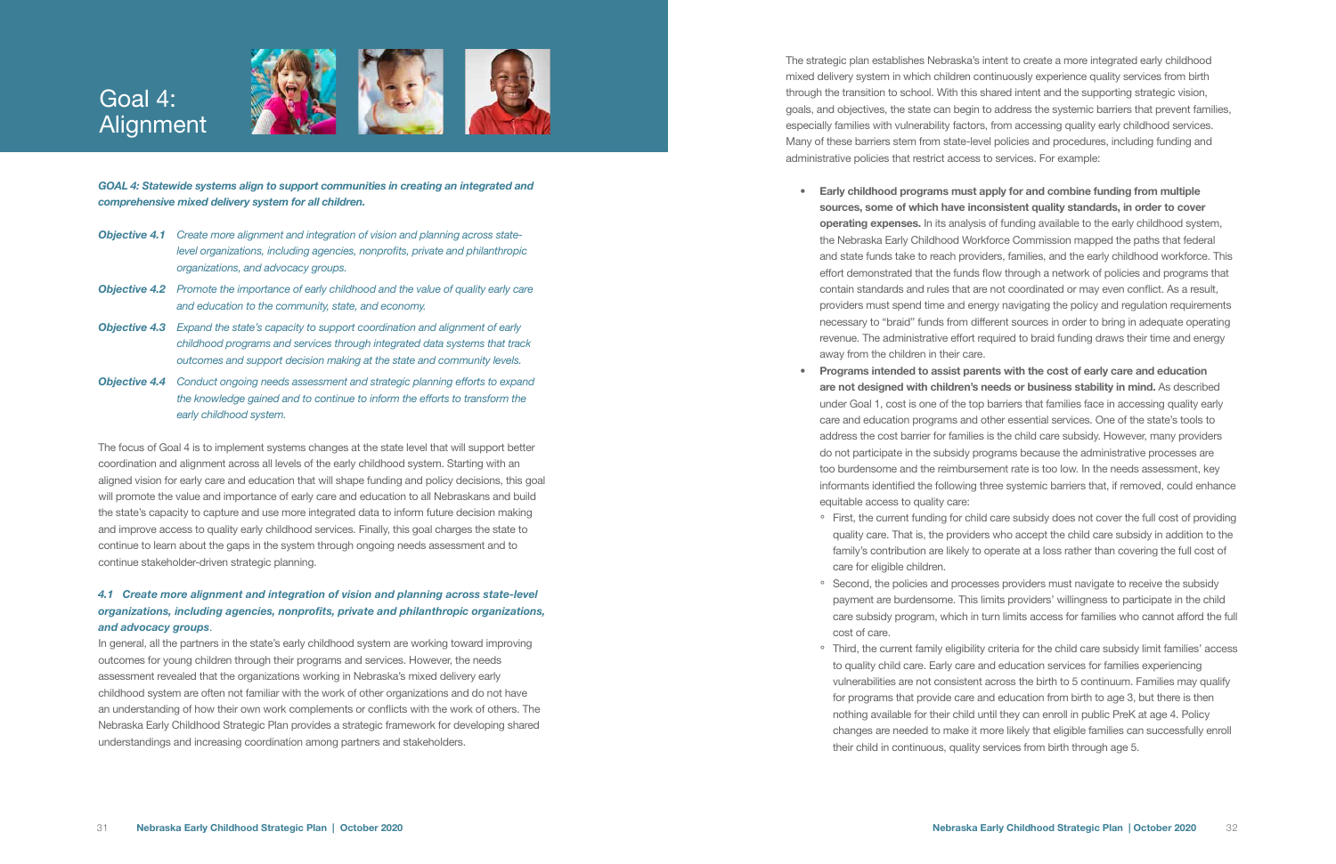# Goal 4: Alignment

***GOAL 4: Statewide systems align to support communities in creating an integrated and comprehensive mixed delivery system for all children.***

- ***Objective 4.1*** *Create more alignment and integration of vision and planning across state-level organizations, including agencies, nonprofits, private and philanthropic organizations, and advocacy groups.*
- ***Objective 4.2*** *Promote the importance of early childhood and the value of quality early care and education to the community, state, and economy.*
- ***Objective 4.3*** *Expand the state's capacity to support coordination and alignment of early childhood programs and services through integrated data systems that track outcomes and support decision making at the state and community levels.*
- ***Objective 4.4*** *Conduct ongoing needs assessment and strategic planning efforts to expand the knowledge gained and to continue to inform the efforts to transform the early childhood system.*

The focus of Goal 4 is to implement systems changes at the state level that will support better coordination and alignment across all levels of the early childhood system. Starting with an aligned vision for early care and education that will shape funding and policy decisions, this goal will promote the value and importance of early care and education to all Nebraskans and build the state's capacity to capture and use more integrated data to inform future decision making and improve access to quality early childhood services. Finally, this goal charges the state to continue to learn about the gaps in the system through ongoing needs assessment and to continue stakeholder-driven strategic planning.

### *4.1 Create more alignment and integration of vision and planning across state-level organizations, including agencies, nonprofits, private and philanthropic organizations, and advocacy groups.*

In general, all the partners in the state's early childhood system are working toward improving outcomes for young children through their programs and services. However, the needs assessment revealed that the organizations working in Nebraska's mixed delivery early childhood system are often not familiar with the work of other organizations and do not have an understanding of how their own work complements or conflicts with the work of others. The Nebraska Early Childhood Strategic Plan provides a strategic framework for developing shared understandings and increasing coordination among partners and stakeholders.

The strategic plan establishes Nebraska's intent to create a more integrated early childhood mixed delivery system in which children continuously experience quality services from birth through the transition to school. With this shared intent and the supporting strategic vision, goals, and objectives, the state can begin to address the systemic barriers that prevent families, especially families with vulnerability factors, from accessing quality early childhood services. Many of these barriers stem from state-level policies and procedures, including funding and administrative policies that restrict access to services. For example:

- **Early childhood programs must apply for and combine funding from multiple sources, some of which have inconsistent quality standards, in order to cover operating expenses.** In its analysis of funding available to the early childhood system, the Nebraska Early Childhood Workforce Commission mapped the paths that federal and state funds take to reach providers, families, and the early childhood workforce. This effort demonstrated that the funds flow through a network of policies and programs that contain standards and rules that are not coordinated or may even conflict. As a result, providers must spend time and energy navigating the policy and regulation requirements necessary to "braid" funds from different sources in order to bring in adequate operating revenue. The administrative effort required to braid funding draws their time and energy away from the children in their care.
- **Programs intended to assist parents with the cost of early care and education are not designed with children's needs or business stability in mind.** As described under Goal 1, cost is one of the top barriers that families face in accessing quality early care and education programs and other essential services. One of the state's tools to address the cost barrier for families is the child care subsidy. However, many providers do not participate in the subsidy programs because the administrative processes are too burdensome and the reimbursement rate is too low. In the needs assessment, key informants identified the following three systemic barriers that, if removed, could enhance equitable access to quality care:
  - First, the current funding for child care subsidy does not cover the full cost of providing quality care. That is, the providers who accept the child care subsidy in addition to the family's contribution are likely to operate at a loss rather than covering the full cost of care for eligible children.
  - Second, the policies and processes providers must navigate to receive the subsidy payment are burdensome. This limits providers' willingness to participate in the child care subsidy program, which in turn limits access for families who cannot afford the full cost of care.
  - Third, the current family eligibility criteria for the child care subsidy limit families' access to quality child care. Early care and education services for families experiencing vulnerabilities are not consistent across the birth to 5 continuum. Families may qualify for programs that provide care and education from birth to age 3, but there is then nothing available for their child until they can enroll in public PreK at age 4. Policy changes are needed to make it more likely that eligible families can successfully enroll their child in continuous, quality services from birth through age 5.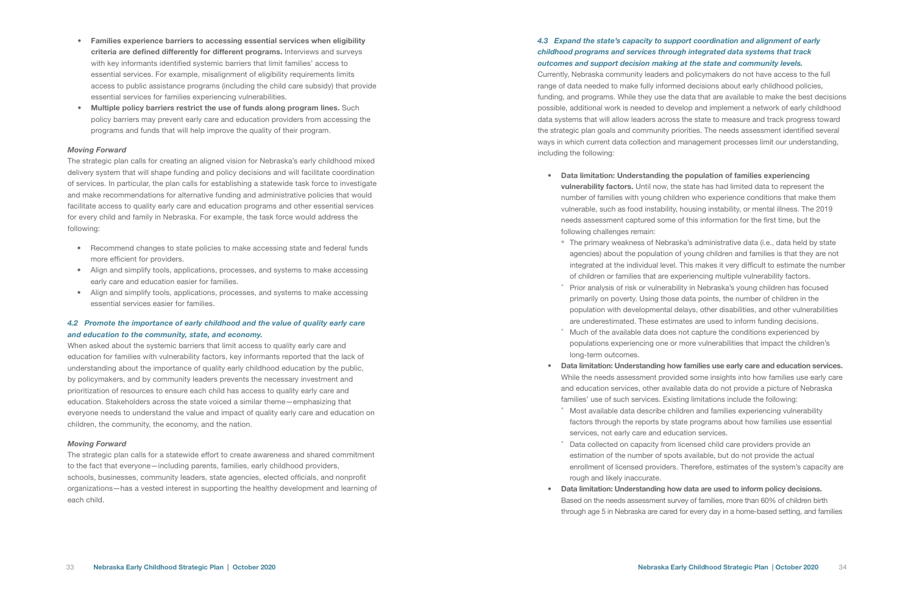- **Families experience barriers to accessing essential services when eligibility criteria are defined differently for different programs.** Interviews and surveys with key informants identified systemic barriers that limit families' access to essential services. For example, misalignment of eligibility requirements limits access to public assistance programs (including the child care subsidy) that provide essential services for families experiencing vulnerabilities.
- **Multiple policy barriers restrict the use of funds along program lines.** Such policy barriers may prevent early care and education providers from accessing the programs and funds that will help improve the quality of their program.

***Moving Forward***

The strategic plan calls for creating an aligned vision for Nebraska's early childhood mixed delivery system that will shape funding and policy decisions and will facilitate coordination of services. In particular, the plan calls for establishing a statewide task force to investigate and make recommendations for alternative funding and administrative policies that would facilitate access to quality early care and education programs and other essential services for every child and family in Nebraska. For example, the task force would address the following:

- Recommend changes to state policies to make accessing state and federal funds more efficient for providers.
- Align and simplify tools, applications, processes, and systems to make accessing early care and education easier for families.
- Align and simplify tools, applications, processes, and systems to make accessing essential services easier for families.

### *4.2 Promote the importance of early childhood and the value of quality early care and education to the community, state, and economy.*

When asked about the systemic barriers that limit access to quality early care and education for families with vulnerability factors, key informants reported that the lack of understanding about the importance of quality early childhood education by the public, by policymakers, and by community leaders prevents the necessary investment and prioritization of resources to ensure each child has access to quality early care and education. Stakeholders across the state voiced a similar theme—emphasizing that everyone needs to understand the value and impact of quality early care and education on children, the community, the economy, and the nation.

***Moving Forward***

The strategic plan calls for a statewide effort to create awareness and shared commitment to the fact that everyone—including parents, families, early childhood providers, schools, businesses, community leaders, state agencies, elected officials, and nonprofit organizations—has a vested interest in supporting the healthy development and learning of each child.

### *4.3 Expand the state's capacity to support coordination and alignment of early childhood programs and services through integrated data systems that track outcomes and support decision making at the state and community levels.*

Currently, Nebraska community leaders and policymakers do not have access to the full range of data needed to make fully informed decisions about early childhood policies, funding, and programs. While they use the data that are available to make the best decisions possible, additional work is needed to develop and implement a network of early childhood data systems that will allow leaders across the state to measure and track progress toward the strategic plan goals and community priorities. The needs assessment identified several ways in which current data collection and management processes limit our understanding, including the following:

- **Data limitation: Understanding the population of families experiencing vulnerability factors.** Until now, the state has had limited data to represent the number of families with young children who experience conditions that make them vulnerable, such as food instability, housing instability, or mental illness. The 2019 needs assessment captured some of this information for the first time, but the following challenges remain:
  - The primary weakness of Nebraska's administrative data (i.e., data held by state agencies) about the population of young children and families is that they are not integrated at the individual level. This makes it very difficult to estimate the number of children or families that are experiencing multiple vulnerability factors.
  - Prior analysis of risk or vulnerability in Nebraska's young children has focused primarily on poverty. Using those data points, the number of children in the population with developmental delays, other disabilities, and other vulnerabilities are underestimated. These estimates are used to inform funding decisions.
  - Much of the available data does not capture the conditions experienced by populations experiencing one or more vulnerabilities that impact the children's long-term outcomes.
- **Data limitation: Understanding how families use early care and education services.** While the needs assessment provided some insights into how families use early care and education services, other available data do not provide a picture of Nebraska families' use of such services. Existing limitations include the following:
  - Most available data describe children and families experiencing vulnerability factors through the reports by state programs about how families use essential services, not early care and education services.
  - Data collected on capacity from licensed child care providers provide an estimation of the number of spots available, but do not provide the actual enrollment of licensed providers. Therefore, estimates of the system's capacity are rough and likely inaccurate.
- **Data limitation: Understanding how data are used to inform policy decisions.** Based on the needs assessment survey of families, more than 60% of children birth through age 5 in Nebraska are cared for every day in a home-based setting, and families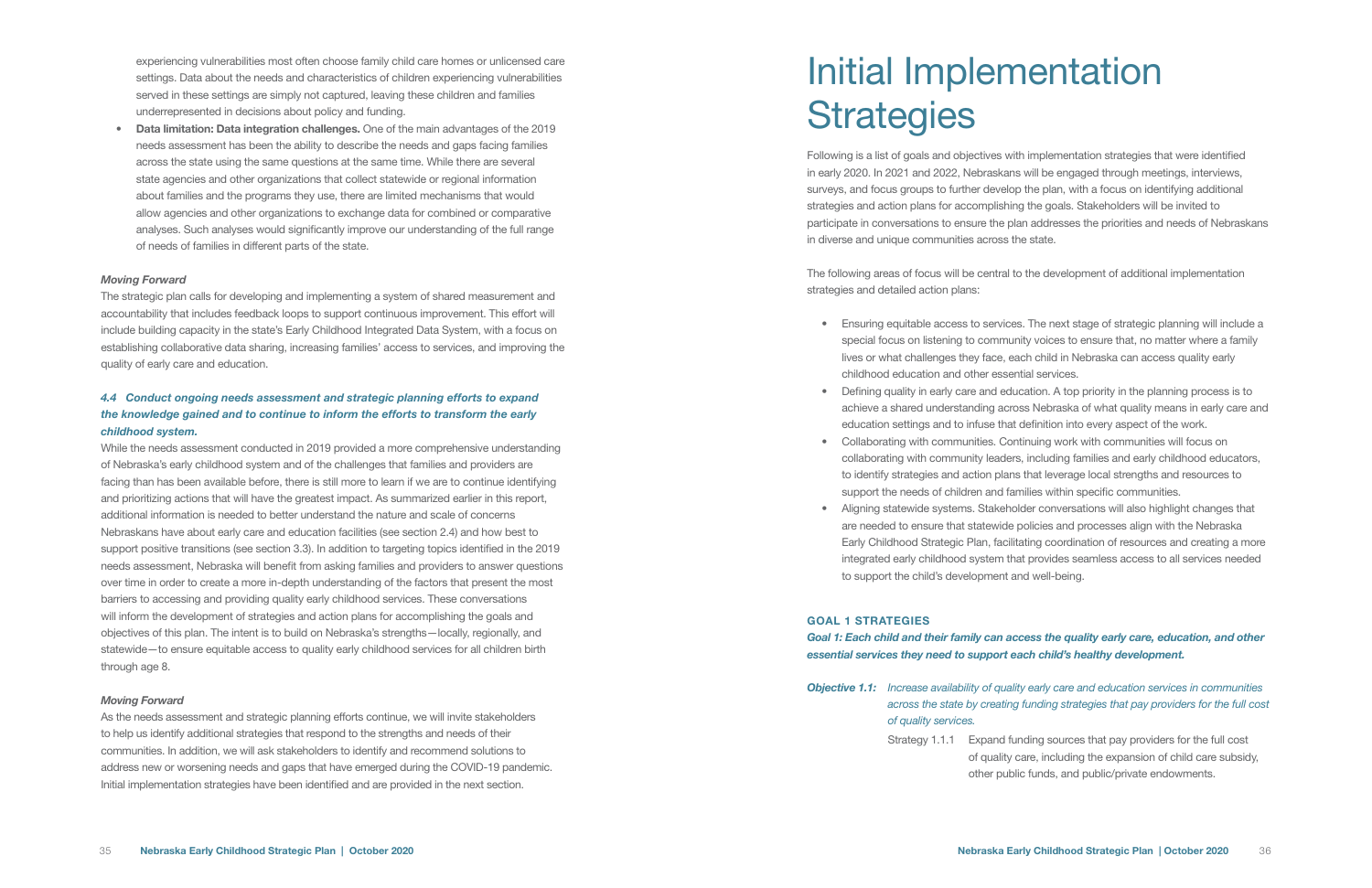experiencing vulnerabilities most often choose family child care homes or unlicensed care settings. Data about the needs and characteristics of children experiencing vulnerabilities served in these settings are simply not captured, leaving these children and families underrepresented in decisions about policy and funding.

- **Data limitation: Data integration challenges.** One of the main advantages of the 2019 needs assessment has been the ability to describe the needs and gaps facing families across the state using the same questions at the same time. While there are several state agencies and other organizations that collect statewide or regional information about families and the programs they use, there are limited mechanisms that would allow agencies and other organizations to exchange data for combined or comparative analyses. Such analyses would significantly improve our understanding of the full range of needs of families in different parts of the state.

***Moving Forward***

The strategic plan calls for developing and implementing a system of shared measurement and accountability that includes feedback loops to support continuous improvement. This effort will include building capacity in the state's Early Childhood Integrated Data System, with a focus on establishing collaborative data sharing, increasing families' access to services, and improving the quality of early care and education.

### *4.4 Conduct ongoing needs assessment and strategic planning efforts to expand the knowledge gained and to continue to inform the efforts to transform the early childhood system.*

While the needs assessment conducted in 2019 provided a more comprehensive understanding of Nebraska's early childhood system and of the challenges that families and providers are facing than has been available before, there is still more to learn if we are to continue identifying and prioritizing actions that will have the greatest impact. As summarized earlier in this report, additional information is needed to better understand the nature and scale of concerns Nebraskans have about early care and education facilities (see section 2.4) and how best to support positive transitions (see section 3.3). In addition to targeting topics identified in the 2019 needs assessment, Nebraska will benefit from asking families and providers to answer questions over time in order to create a more in-depth understanding of the factors that present the most barriers to accessing and providing quality early childhood services. These conversations will inform the development of strategies and action plans for accomplishing the goals and objectives of this plan. The intent is to build on Nebraska's strengths—locally, regionally, and statewide—to ensure equitable access to quality early childhood services for all children birth through age 8.

***Moving Forward***

As the needs assessment and strategic planning efforts continue, we will invite stakeholders to help us identify additional strategies that respond to the strengths and needs of their communities. In addition, we will ask stakeholders to identify and recommend solutions to address new or worsening needs and gaps that have emerged during the COVID-19 pandemic. Initial implementation strategies have been identified and are provided in the next section.

# Initial Implementation Strategies

Following is a list of goals and objectives with implementation strategies that were identified in early 2020. In 2021 and 2022, Nebraskans will be engaged through meetings, interviews, surveys, and focus groups to further develop the plan, with a focus on identifying additional strategies and action plans for accomplishing the goals. Stakeholders will be invited to participate in conversations to ensure the plan addresses the priorities and needs of Nebraskans in diverse and unique communities across the state.

The following areas of focus will be central to the development of additional implementation strategies and detailed action plans:

- Ensuring equitable access to services. The next stage of strategic planning will include a special focus on listening to community voices to ensure that, no matter where a family lives or what challenges they face, each child in Nebraska can access quality early childhood education and other essential services.
- Defining quality in early care and education. A top priority in the planning process is to achieve a shared understanding across Nebraska of what quality means in early care and education settings and to infuse that definition into every aspect of the work.
- Collaborating with communities. Continuing work with communities will focus on collaborating with community leaders, including families and early childhood educators, to identify strategies and action plans that leverage local strengths and resources to support the needs of children and families within specific communities.
- Aligning statewide systems. Stakeholder conversations will also highlight changes that are needed to ensure that statewide policies and processes align with the Nebraska Early Childhood Strategic Plan, facilitating coordination of resources and creating a more integrated early childhood system that provides seamless access to all services needed to support the child's development and well-being.

## GOAL 1 STRATEGIES

***Goal 1: Each child and their family can access the quality early care, education, and other essential services they need to support each child's healthy development.***

***Objective 1.1:*** *Increase availability of quality early care and education services in communities across the state by creating funding strategies that pay providers for the full cost of quality services.*

Strategy 1.1.1 Expand funding sources that pay providers for the full cost of quality care, including the expansion of child care subsidy, other public funds, and public/private endowments.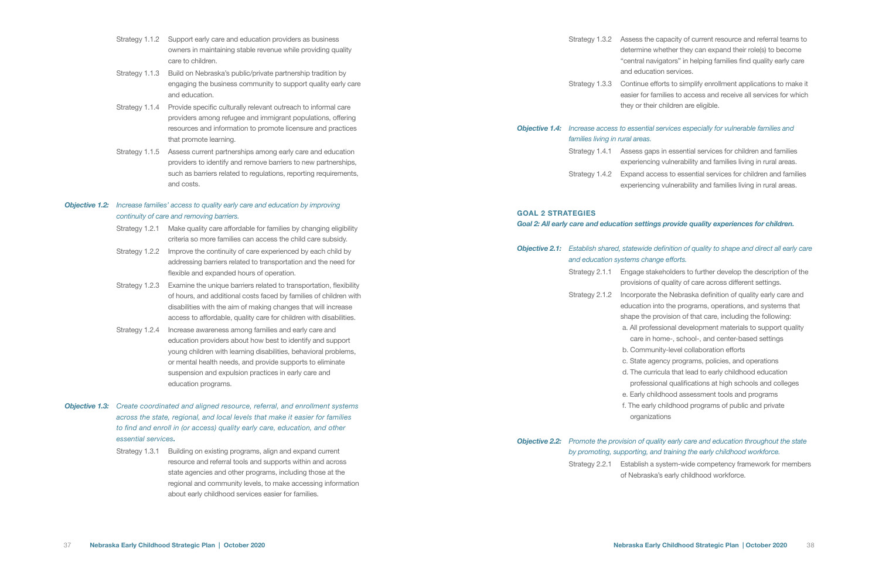Strategy 1.1.2 Support early care and education providers as business owners in maintaining stable revenue while providing quality care to children.

Strategy 1.1.3 Build on Nebraska's public/private partnership tradition by engaging the business community to support quality early care and education.

Strategy 1.1.4 Provide specific culturally relevant outreach to informal care providers among refugee and immigrant populations, offering resources and information to promote licensure and practices that promote learning.

Strategy 1.1.5 Assess current partnerships among early care and education providers to identify and remove barriers to new partnerships, such as barriers related to regulations, reporting requirements, and costs.

***Objective 1.2:*** *Increase families' access to quality early care and education by improving continuity of care and removing barriers.*

Strategy 1.2.1 Make quality care affordable for families by changing eligibility criteria so more families can access the child care subsidy.

Strategy 1.2.2 Improve the continuity of care experienced by each child by addressing barriers related to transportation and the need for flexible and expanded hours of operation.

Strategy 1.2.3 Examine the unique barriers related to transportation, flexibility of hours, and additional costs faced by families of children with disabilities with the aim of making changes that will increase access to affordable, quality care for children with disabilities.

Strategy 1.2.4 Increase awareness among families and early care and education providers about how best to identify and support young children with learning disabilities, behavioral problems, or mental health needs, and provide supports to eliminate suspension and expulsion practices in early care and education programs.

***Objective 1.3:*** *Create coordinated and aligned resource, referral, and enrollment systems across the state, regional, and local levels that make it easier for families to find and enroll in (or access) quality early care, education, and other essential services.*

Strategy 1.3.1 Building on existing programs, align and expand current resource and referral tools and supports within and across state agencies and other programs, including those at the regional and community levels, to make accessing information about early childhood services easier for families.

Strategy 1.3.2 Assess the capacity of current resource and referral teams to determine whether they can expand their role(s) to become "central navigators" in helping families find quality early care and education services.

Strategy 1.3.3 Continue efforts to simplify enrollment applications to make it easier for families to access and receive all services for which they or their children are eligible.

***Objective 1.4:*** *Increase access to essential services especially for vulnerable families and families living in rural areas.*

Strategy 1.4.1 Assess gaps in essential services for children and families experiencing vulnerability and families living in rural areas.

Strategy 1.4.2 Expand access to essential services for children and families experiencing vulnerability and families living in rural areas.

## GOAL 2 STRATEGIES

***Goal 2: All early care and education settings provide quality experiences for children.***

***Objective 2.1:*** *Establish shared, statewide definition of quality to shape and direct all early care and education systems change efforts.*

Strategy 2.1.1 Engage stakeholders to further develop the description of the provisions of quality of care across different settings.

Strategy 2.1.2 Incorporate the Nebraska definition of quality early care and education into the programs, operations, and systems that shape the provision of that care, including the following:

a. All professional development materials to support quality care in home-, school-, and center-based settings
b. Community-level collaboration efforts
c. State agency programs, policies, and operations
d. The curricula that lead to early childhood education professional qualifications at high schools and colleges
e. Early childhood assessment tools and programs
f. The early childhood programs of public and private organizations

***Objective 2.2:*** *Promote the provision of quality early care and education throughout the state by promoting, supporting, and training the early childhood workforce.*

Strategy 2.2.1 Establish a system-wide competency framework for members of Nebraska's early childhood workforce.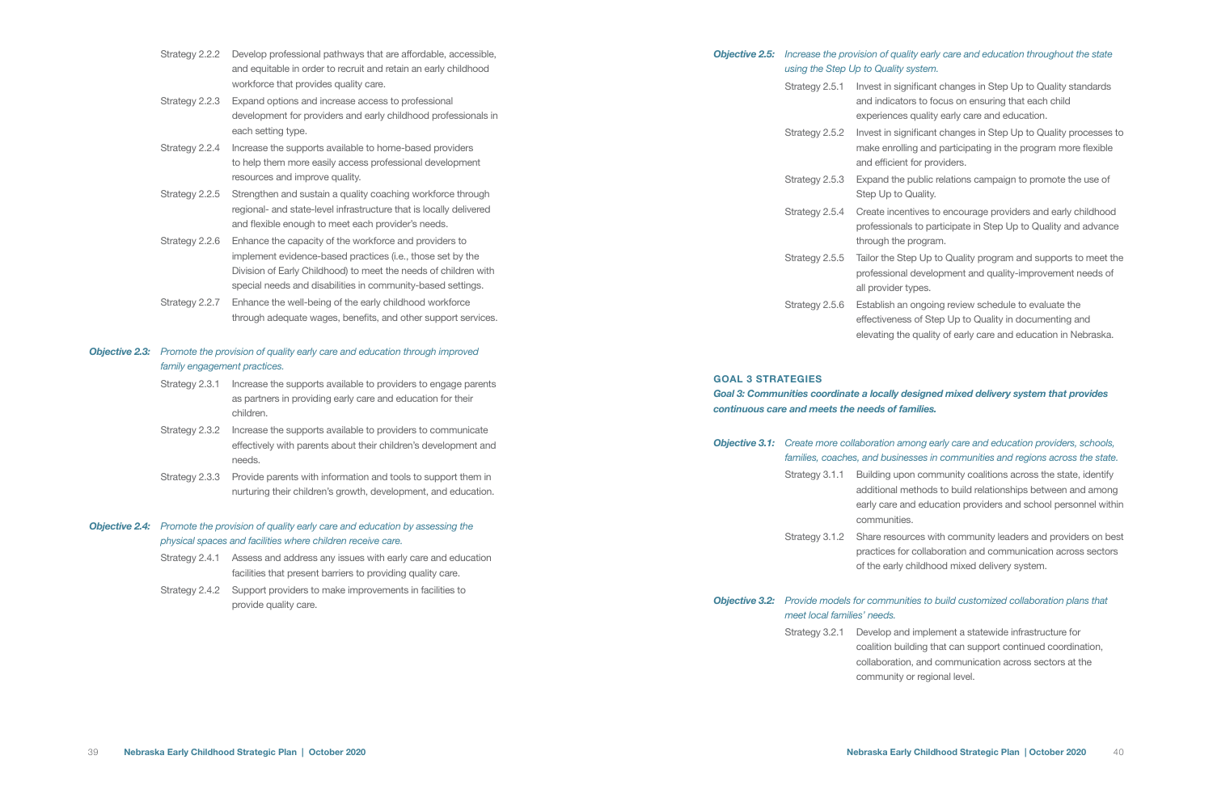Strategy 2.2.2 Develop professional pathways that are affordable, accessible, and equitable in order to recruit and retain an early childhood workforce that provides quality care.

Strategy 2.2.3 Expand options and increase access to professional development for providers and early childhood professionals in each setting type.

Strategy 2.2.4 Increase the supports available to home-based providers to help them more easily access professional development resources and improve quality.

Strategy 2.2.5 Strengthen and sustain a quality coaching workforce through regional- and state-level infrastructure that is locally delivered and flexible enough to meet each provider's needs.

Strategy 2.2.6 Enhance the capacity of the workforce and providers to implement evidence-based practices (i.e., those set by the Division of Early Childhood) to meet the needs of children with special needs and disabilities in community-based settings.

Strategy 2.2.7 Enhance the well-being of the early childhood workforce through adequate wages, benefits, and other support services.

***Objective 2.3:*** *Promote the provision of quality early care and education through improved family engagement practices.*

Strategy 2.3.1 Increase the supports available to providers to engage parents as partners in providing early care and education for their children.

Strategy 2.3.2 Increase the supports available to providers to communicate effectively with parents about their children's development and needs.

Strategy 2.3.3 Provide parents with information and tools to support them in nurturing their children's growth, development, and education.

***Objective 2.4:*** *Promote the provision of quality early care and education by assessing the physical spaces and facilities where children receive care.*

Strategy 2.4.1 Assess and address any issues with early care and education facilities that present barriers to providing quality care.

Strategy 2.4.2 Support providers to make improvements in facilities to provide quality care.

***Objective 2.5:*** *Increase the provision of quality early care and education throughout the state using the Step Up to Quality system.*

Strategy 2.5.1 Invest in significant changes in Step Up to Quality standards and indicators to focus on ensuring that each child experiences quality early care and education.

Strategy 2.5.2 Invest in significant changes in Step Up to Quality processes to make enrolling and participating in the program more flexible and efficient for providers.

Strategy 2.5.3 Expand the public relations campaign to promote the use of Step Up to Quality.

Strategy 2.5.4 Create incentives to encourage providers and early childhood professionals to participate in Step Up to Quality and advance through the program.

Strategy 2.5.5 Tailor the Step Up to Quality program and supports to meet the professional development and quality-improvement needs of all provider types.

Strategy 2.5.6 Establish an ongoing review schedule to evaluate the effectiveness of Step Up to Quality in documenting and elevating the quality of early care and education in Nebraska.

## GOAL 3 STRATEGIES

***Goal 3: Communities coordinate a locally designed mixed delivery system that provides continuous care and meets the needs of families.***

***Objective 3.1:*** *Create more collaboration among early care and education providers, schools, families, coaches, and businesses in communities and regions across the state.*

Strategy 3.1.1 Building upon community coalitions across the state, identify additional methods to build relationships between and among early care and education providers and school personnel within communities.

Strategy 3.1.2 Share resources with community leaders and providers on best practices for collaboration and communication across sectors of the early childhood mixed delivery system.

***Objective 3.2:*** *Provide models for communities to build customized collaboration plans that meet local families' needs.*

Strategy 3.2.1 Develop and implement a statewide infrastructure for coalition building that can support continued coordination, collaboration, and communication across sectors at the community or regional level.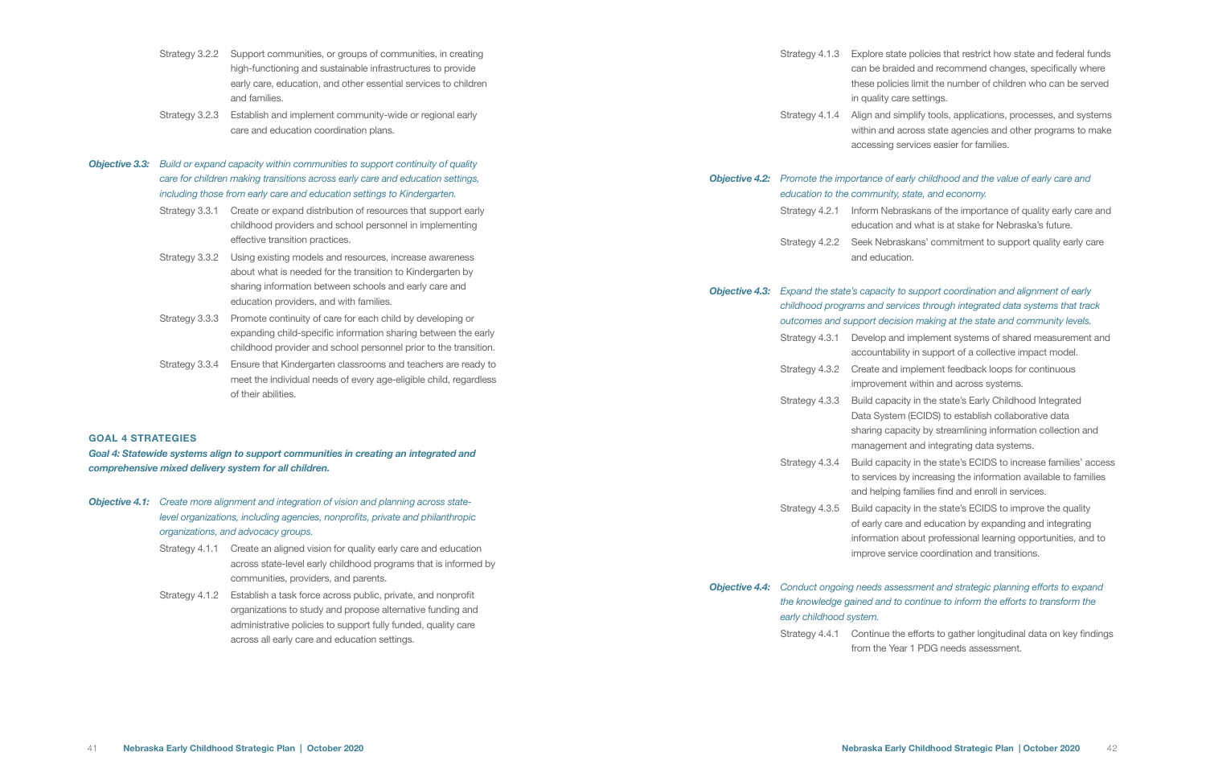Strategy 3.2.2 Support communities, or groups of communities, in creating high-functioning and sustainable infrastructures to provide early care, education, and other essential services to children and families.

Strategy 3.2.3 Establish and implement community-wide or regional early care and education coordination plans.

***Objective 3.3:*** *Build or expand capacity within communities to support continuity of quality care for children making transitions across early care and education settings, including those from early care and education settings to Kindergarten.*

Strategy 3.3.1 Create or expand distribution of resources that support early childhood providers and school personnel in implementing effective transition practices.

Strategy 3.3.2 Using existing models and resources, increase awareness about what is needed for the transition to Kindergarten by sharing information between schools and early care and education providers, and with families.

Strategy 3.3.3 Promote continuity of care for each child by developing or expanding child-specific information sharing between the early childhood provider and school personnel prior to the transition.

Strategy 3.3.4 Ensure that Kindergarten classrooms and teachers are ready to meet the individual needs of every age-eligible child, regardless of their abilities.

## GOAL 4 STRATEGIES

***Goal 4: Statewide systems align to support communities in creating an integrated and comprehensive mixed delivery system for all children.***

***Objective 4.1:*** *Create more alignment and integration of vision and planning across state-level organizations, including agencies, nonprofits, private and philanthropic organizations, and advocacy groups.*

Strategy 4.1.1 Create an aligned vision for quality early care and education across state-level early childhood programs that is informed by communities, providers, and parents.

Strategy 4.1.2 Establish a task force across public, private, and nonprofit organizations to study and propose alternative funding and administrative policies to support fully funded, quality care across all early care and education settings.

Strategy 4.1.3 Explore state policies that restrict how state and federal funds can be braided and recommend changes, specifically where these policies limit the number of children who can be served in quality care settings.

Strategy 4.1.4 Align and simplify tools, applications, processes, and systems within and across state agencies and other programs to make accessing services easier for families.

***Objective 4.2:*** *Promote the importance of early childhood and the value of early care and education to the community, state, and economy.*

Strategy 4.2.1 Inform Nebraskans of the importance of quality early care and education and what is at stake for Nebraska's future.

Strategy 4.2.2 Seek Nebraskans' commitment to support quality early care and education.

***Objective 4.3:*** *Expand the state's capacity to support coordination and alignment of early childhood programs and services through integrated data systems that track outcomes and support decision making at the state and community levels.*

Strategy 4.3.1 Develop and implement systems of shared measurement and accountability in support of a collective impact model.

Strategy 4.3.2 Create and implement feedback loops for continuous improvement within and across systems.

Strategy 4.3.3 Build capacity in the state's Early Childhood Integrated Data System (ECIDS) to establish collaborative data sharing capacity by streamlining information collection and management and integrating data systems.

Strategy 4.3.4 Build capacity in the state's ECIDS to increase families' access to services by increasing the information available to families and helping families find and enroll in services.

Strategy 4.3.5 Build capacity in the state's ECIDS to improve the quality of early care and education by expanding and integrating information about professional learning opportunities, and to improve service coordination and transitions.

***Objective 4.4:*** *Conduct ongoing needs assessment and strategic planning efforts to expand the knowledge gained and to continue to inform the efforts to transform the early childhood system.*

Strategy 4.4.1 Continue the efforts to gather longitudinal data on key findings from the Year 1 PDG needs assessment.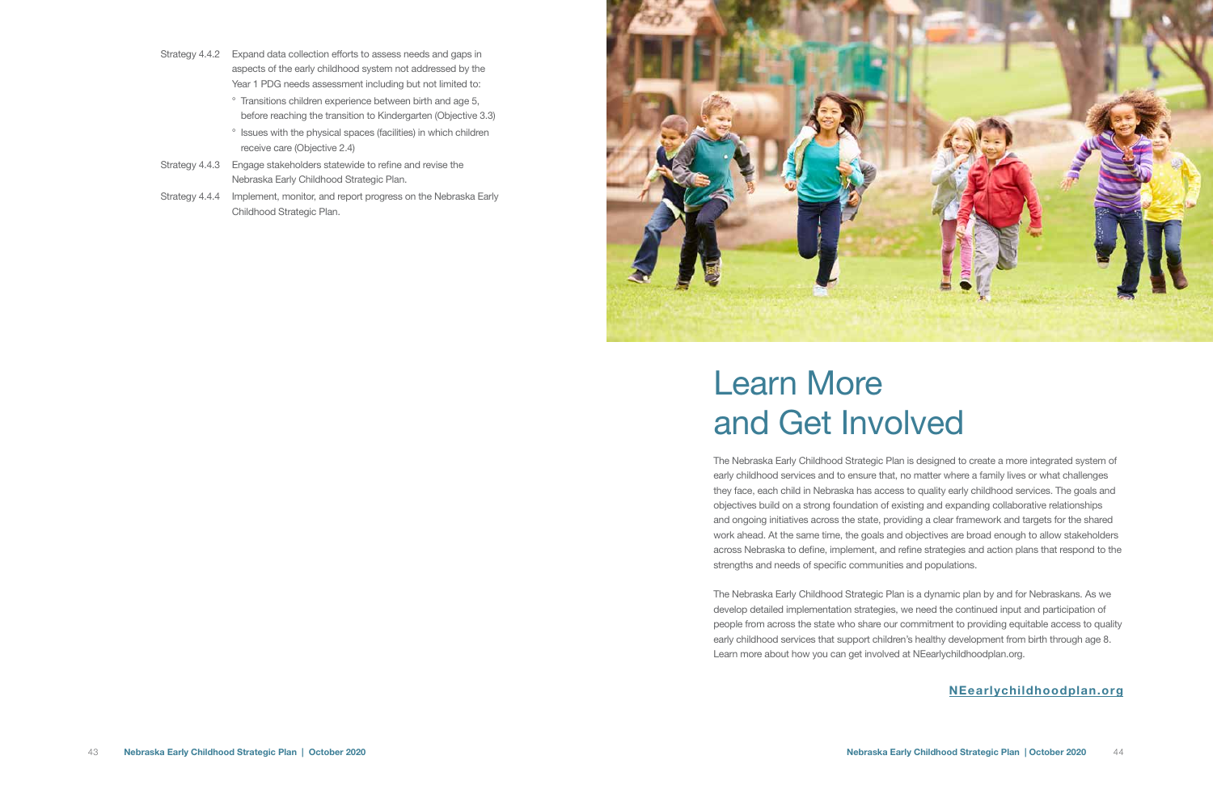Strategy 4.4.2 Expand data collection efforts to assess needs and gaps in aspects of the early childhood system not addressed by the Year 1 PDG needs assessment including but not limited to:

- Transitions children experience between birth and age 5, before reaching the transition to Kindergarten (Objective 3.3)
- Issues with the physical spaces (facilities) in which children receive care (Objective 2.4)

Strategy 4.4.3 Engage stakeholders statewide to refine and revise the Nebraska Early Childhood Strategic Plan.

Strategy 4.4.4 Implement, monitor, and report progress on the Nebraska Early Childhood Strategic Plan.

# Learn More and Get Involved

The Nebraska Early Childhood Strategic Plan is designed to create a more integrated system of early childhood services and to ensure that, no matter where a family lives or what challenges they face, each child in Nebraska has access to quality early childhood services. The goals and objectives build on a strong foundation of existing and expanding collaborative relationships and ongoing initiatives across the state, providing a clear framework and targets for the shared work ahead. At the same time, the goals and objectives are broad enough to allow stakeholders across Nebraska to define, implement, and refine strategies and action plans that respond to the strengths and needs of specific communities and populations.

The Nebraska Early Childhood Strategic Plan is a dynamic plan by and for Nebraskans. As we develop detailed implementation strategies, we need the continued input and participation of people from across the state who share our commitment to providing equitable access to quality early childhood services that support children's healthy development from birth through age 8. Learn more about how you can get involved at NEearlychildhoodplan.org.

**NEearlychildhoodplan.org**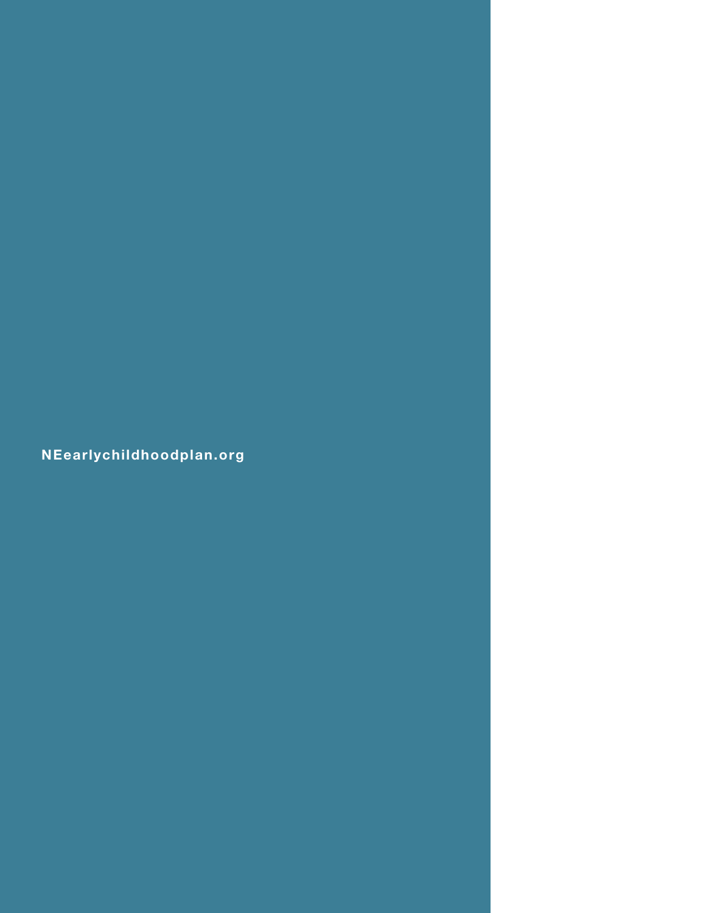**NEearlychildhoodplan.org**